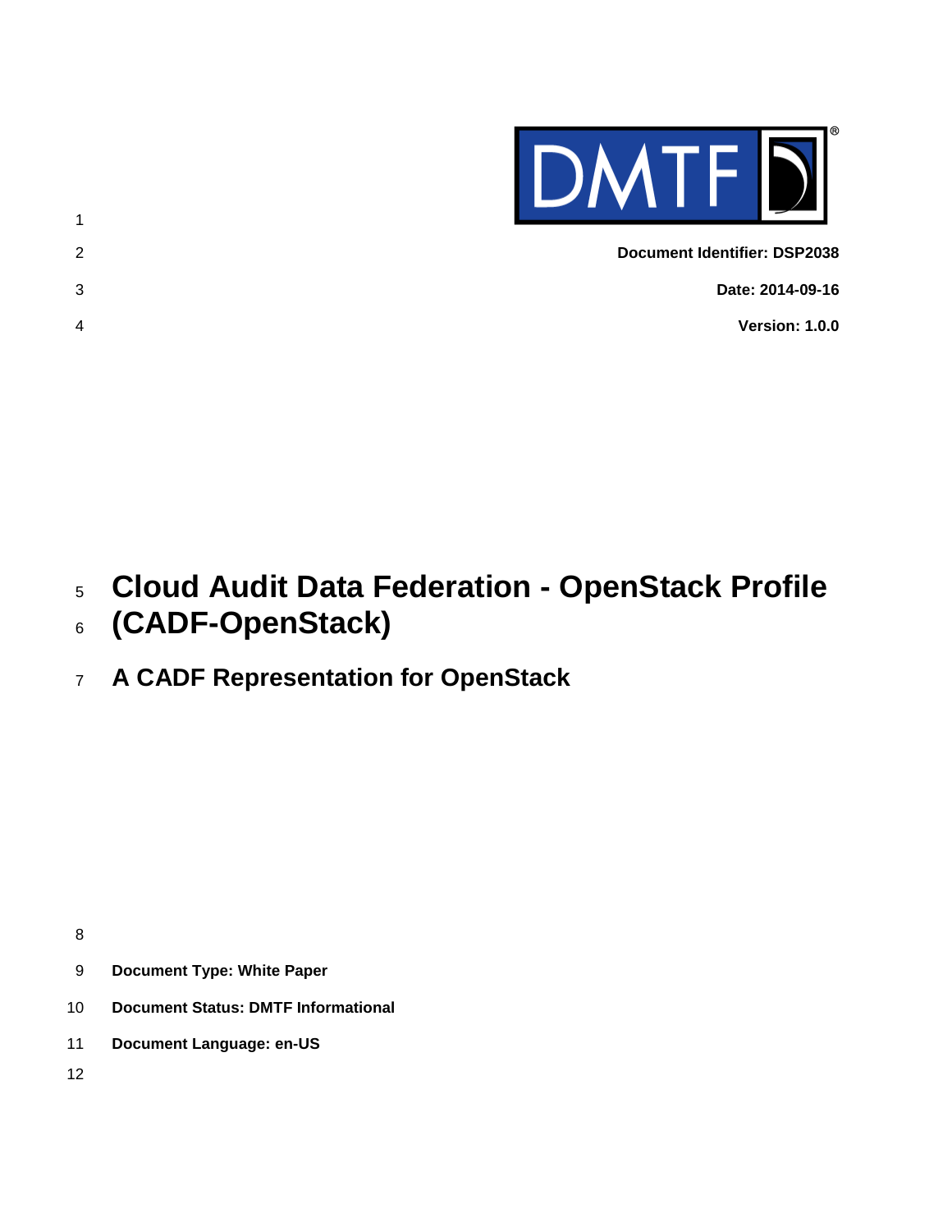**Document Identifier: DSP2038**

**Date: 2014-09-16**

**Version: 1.0.0**

# Cloud Audit Data Federation - OpenStack Profile (CADF-OpenStack)

## A CADF Representation for OpenStack

**Document Type: White Paper**

**Document Status: DMTF Informational**

**Document Language: en-US**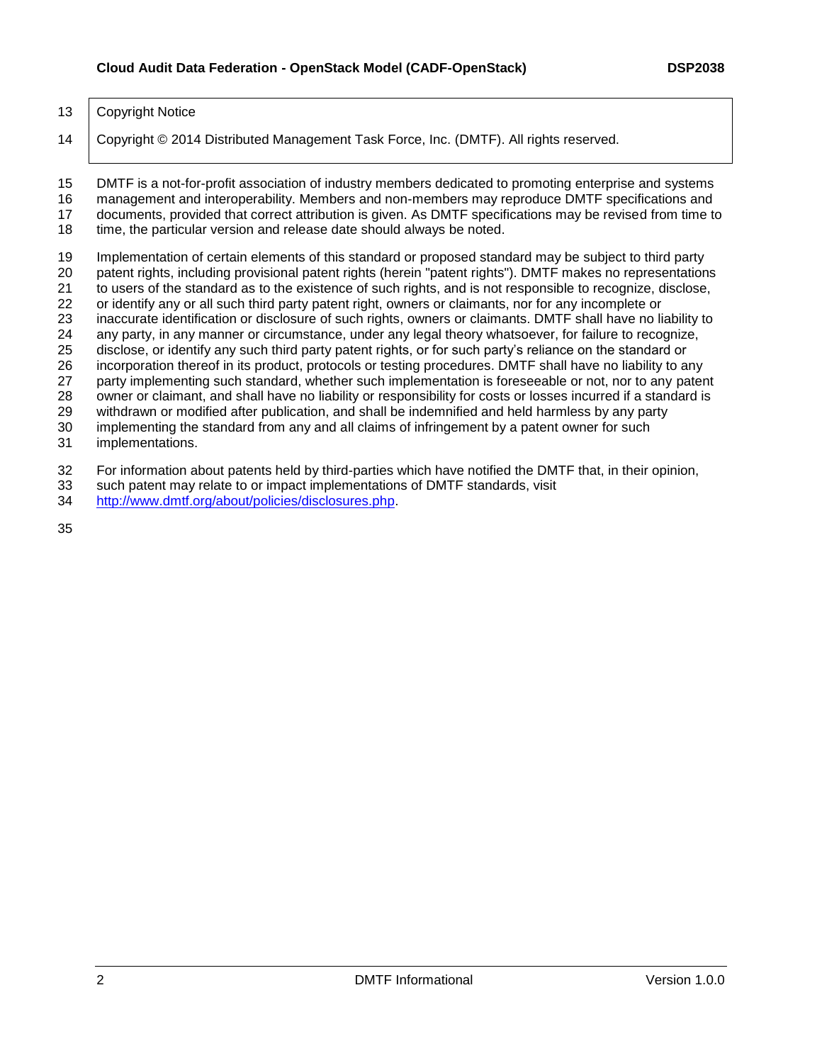Copyright Notice

Copyright © 2014 Distributed Management Task Force, Inc. (DMTF). All rights reserved.

DMTF is a not-for-profit association of industry members dedicated to promoting enterprise and systems management and interoperability. Members and non-members may reproduce DMTF specifications and documents, provided that correct attribution is given. As DMTF specifications may be revised from time to time, the particular version and release date should always be noted.

Implementation of certain elements of this standard or proposed standard may be subject to third party patent rights, including provisional patent rights (herein "patent rights"). DMTF makes no representations to users of the standard as to the existence of such rights, and is not responsible to recognize, disclose, or identify any or all such third party patent right, owners or claimants, nor for any incomplete or inaccurate identification or disclosure of such rights, owners or claimants. DMTF shall have no liability to any party, in any manner or circumstance, under any legal theory whatsoever, for failure to recognize, disclose, or identify any such third party patent rights, or for such party's reliance on the standard or incorporation thereof in its product, protocols or testing procedures. DMTF shall have no liability to any party implementing such standard, whether such implementation is foreseeable or not, nor to any patent owner or claimant, and shall have no liability or responsibility for costs or losses incurred if a standard is withdrawn or modified after publication, and shall be indemnified and held harmless by any party implementing the standard from any and all claims of infringement by a patent owner for such implementations.

For information about patents held by third-parties which have notified the DMTF that, in their opinion, such patent may relate to or impact implementations of DMTF standards, visit http://www.dmtf.org/about/policies/disclosures.php.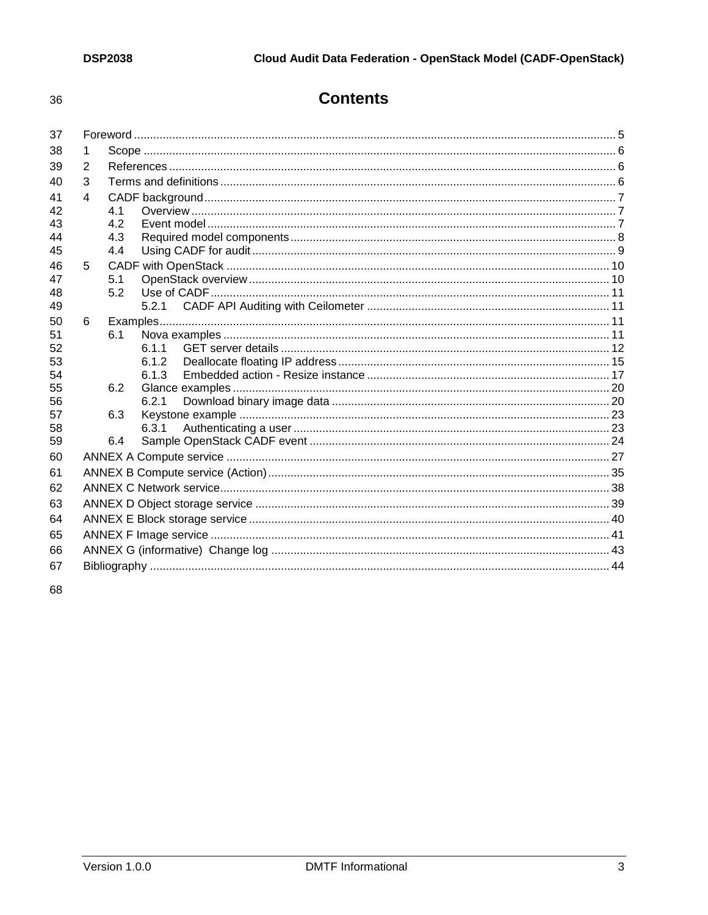# Contents

- Foreword ..... 5
- 1 Scope ..... 6
- 2 References ..... 6
- 3 Terms and definitions ..... 6
- 4 CADF background ..... 7
  - 4.1 Overview ..... 7
  - 4.2 Event model ..... 7
  - 4.3 Required model components ..... 8
  - 4.4 Using CADF for audit ..... 9
- 5 CADF with OpenStack ..... 10
  - 5.1 OpenStack overview ..... 10
  - 5.2 Use of CADF ..... 11
    - 5.2.1 CADF API Auditing with Ceilometer ..... 11
- 6 Examples ..... 11
  - 6.1 Nova examples ..... 11
    - 6.1.1 GET server details ..... 12
    - 6.1.2 Deallocate floating IP address ..... 15
    - 6.1.3 Embedded action - Resize instance ..... 17
  - 6.2 Glance examples ..... 20
    - 6.2.1 Download binary image data ..... 20
  - 6.3 Keystone example ..... 23
    - 6.3.1 Authenticating a user ..... 23
  - 6.4 Sample OpenStack CADF event ..... 24
- ANNEX A Compute service ..... 27
- ANNEX B Compute service (Action) ..... 35
- ANNEX C Network service ..... 38
- ANNEX D Object storage service ..... 39
- ANNEX E Block storage service ..... 40
- ANNEX F Image service ..... 41
- ANNEX G (informative) Change log ..... 43
- Bibliography ..... 44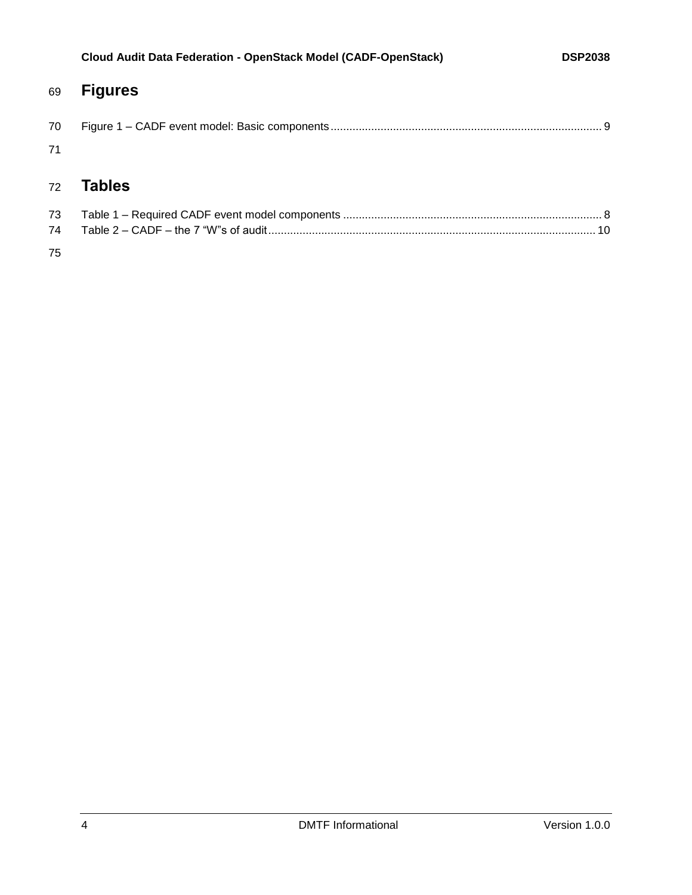# Figures

Figure 1 – CADF event model: Basic components ..................................................................................... 9

# Tables

Table 1 – Required CADF event model components .................................................................................. 8

Table 2 – CADF – the 7 “W”s of audit ........................................................................................................ 10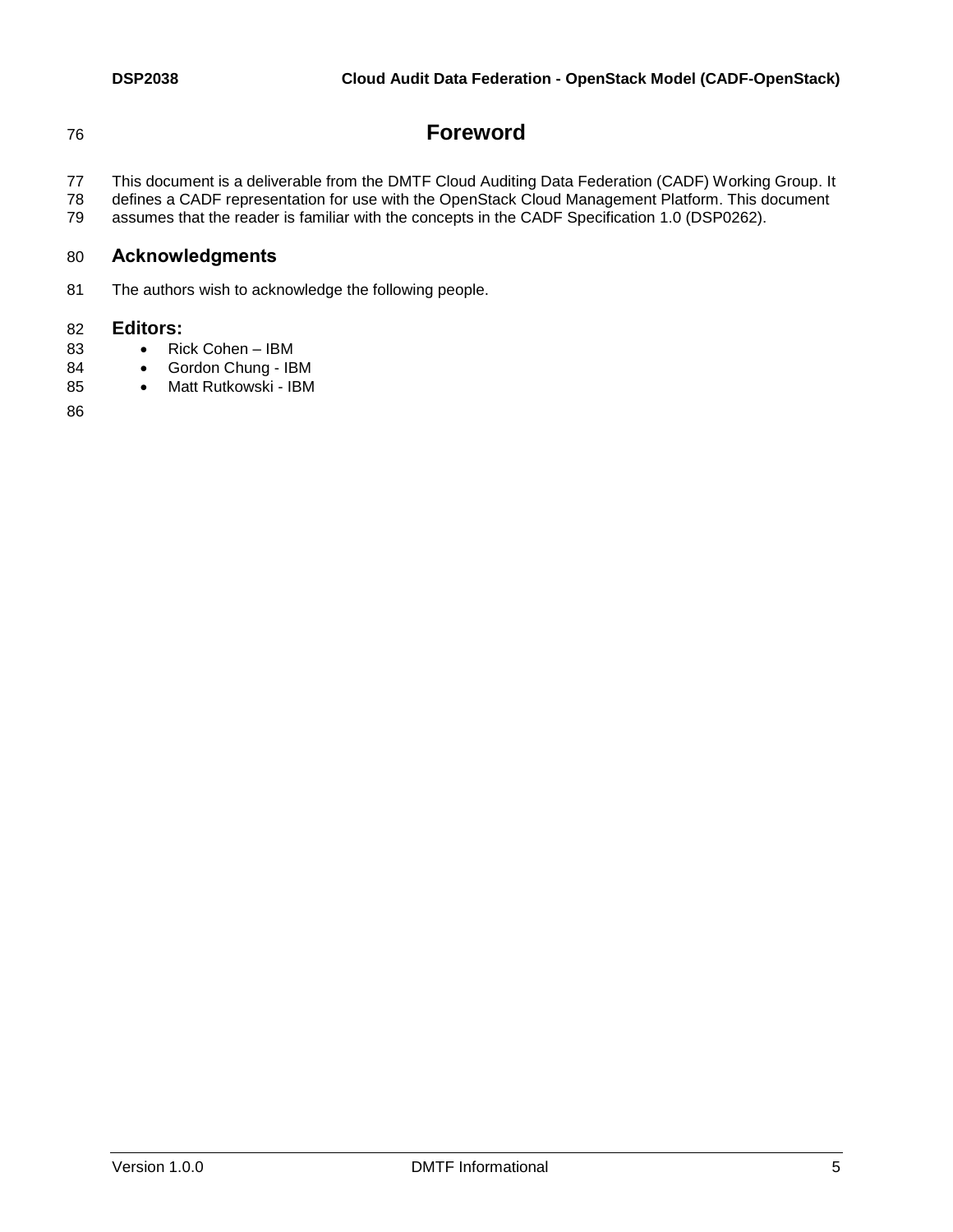# Foreword

This document is a deliverable from the DMTF Cloud Auditing Data Federation (CADF) Working Group. It defines a CADF representation for use with the OpenStack Cloud Management Platform. This document assumes that the reader is familiar with the concepts in the CADF Specification 1.0 (DSP0262).

## Acknowledgments

The authors wish to acknowledge the following people.

## Editors:

- Rick Cohen – IBM
- Gordon Chung - IBM
- Matt Rutkowski - IBM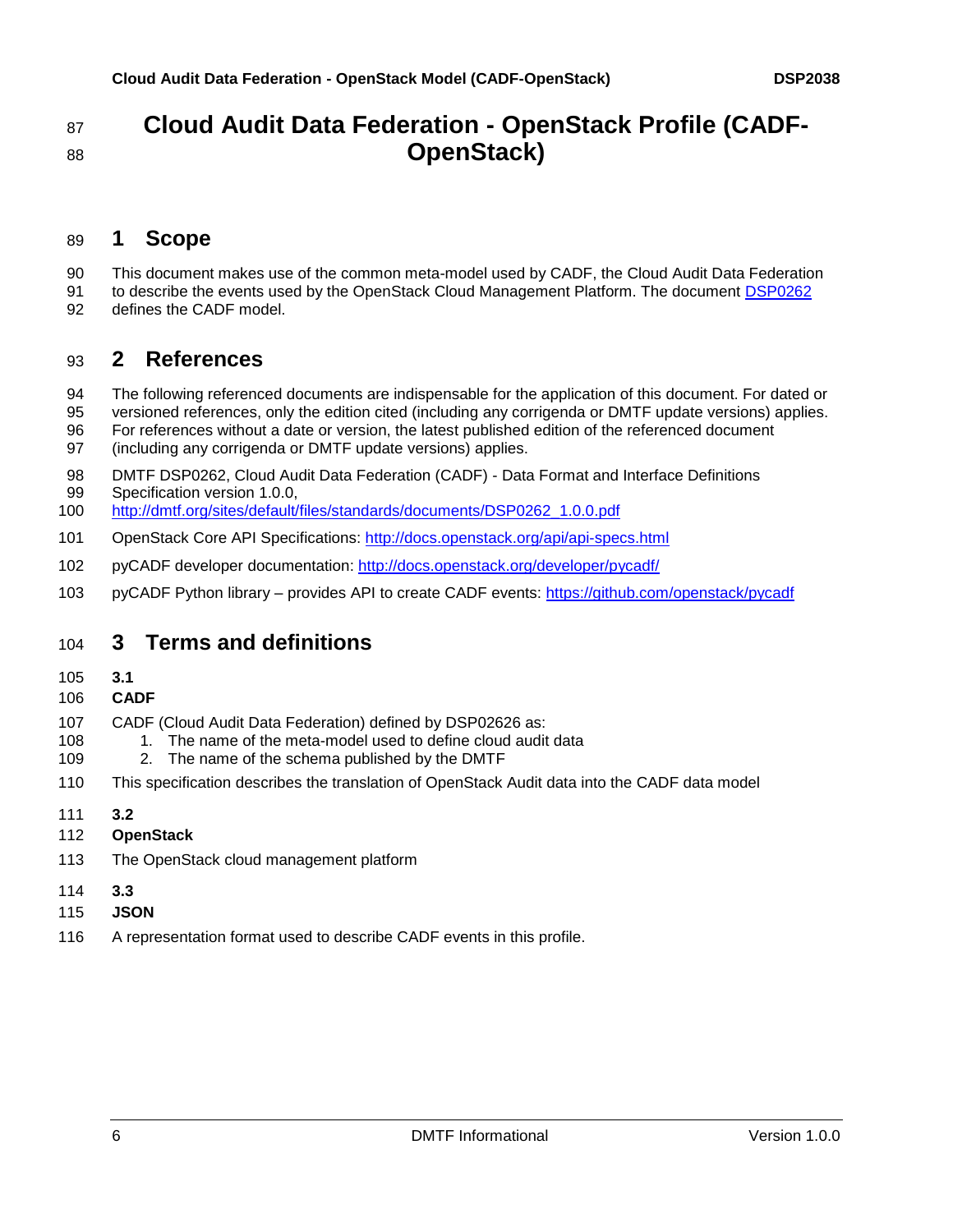# Cloud Audit Data Federation - OpenStack Profile (CADF-OpenStack)

## 1 Scope

This document makes use of the common meta-model used by CADF, the Cloud Audit Data Federation to describe the events used by the OpenStack Cloud Management Platform. The document DSP0262 defines the CADF model.

## 2 References

The following referenced documents are indispensable for the application of this document. For dated or versioned references, only the edition cited (including any corrigenda or DMTF update versions) applies. For references without a date or version, the latest published edition of the referenced document (including any corrigenda or DMTF update versions) applies.

DMTF DSP0262, Cloud Audit Data Federation (CADF) - Data Format and Interface Definitions Specification version 1.0.0, http://dmtf.org/sites/default/files/standards/documents/DSP0262_1.0.0.pdf

OpenStack Core API Specifications: http://docs.openstack.org/api/api-specs.html

pyCADF developer documentation: http://docs.openstack.org/developer/pycadf/

pyCADF Python library – provides API to create CADF events: https://github.com/openstack/pycadf

## 3 Terms and definitions

**3.1**

**CADF**

CADF (Cloud Audit Data Federation) defined by DSP02626 as:

1. The name of the meta-model used to define cloud audit data
2. The name of the schema published by the DMTF

This specification describes the translation of OpenStack Audit data into the CADF data model

**3.2**

**OpenStack**

The OpenStack cloud management platform

**3.3**

**JSON**

A representation format used to describe CADF events in this profile.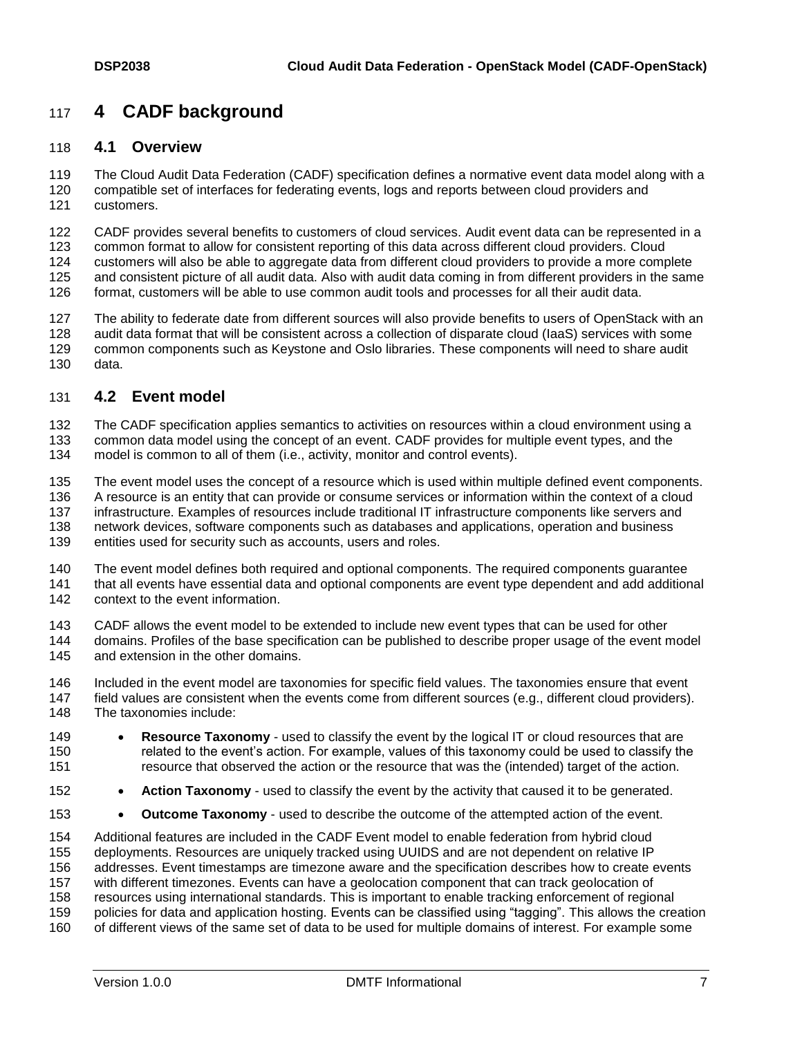# 4 CADF background

## 4.1 Overview

The Cloud Audit Data Federation (CADF) specification defines a normative event data model along with a compatible set of interfaces for federating events, logs and reports between cloud providers and customers.

CADF provides several benefits to customers of cloud services. Audit event data can be represented in a common format to allow for consistent reporting of this data across different cloud providers. Cloud customers will also be able to aggregate data from different cloud providers to provide a more complete and consistent picture of all audit data. Also with audit data coming in from different providers in the same format, customers will be able to use common audit tools and processes for all their audit data.

The ability to federate date from different sources will also provide benefits to users of OpenStack with an audit data format that will be consistent across a collection of disparate cloud (IaaS) services with some common components such as Keystone and Oslo libraries. These components will need to share audit data.

## 4.2 Event model

The CADF specification applies semantics to activities on resources within a cloud environment using a common data model using the concept of an event. CADF provides for multiple event types, and the model is common to all of them (i.e., activity, monitor and control events).

The event model uses the concept of a resource which is used within multiple defined event components. A resource is an entity that can provide or consume services or information within the context of a cloud infrastructure. Examples of resources include traditional IT infrastructure components like servers and network devices, software components such as databases and applications, operation and business entities used for security such as accounts, users and roles.

The event model defines both required and optional components. The required components guarantee that all events have essential data and optional components are event type dependent and add additional context to the event information.

CADF allows the event model to be extended to include new event types that can be used for other domains. Profiles of the base specification can be published to describe proper usage of the event model and extension in the other domains.

Included in the event model are taxonomies for specific field values. The taxonomies ensure that event field values are consistent when the events come from different sources (e.g., different cloud providers). The taxonomies include:

- **Resource Taxonomy** - used to classify the event by the logical IT or cloud resources that are related to the event's action. For example, values of this taxonomy could be used to classify the resource that observed the action or the resource that was the (intended) target of the action.
- **Action Taxonomy** - used to classify the event by the activity that caused it to be generated.
- **Outcome Taxonomy** - used to describe the outcome of the attempted action of the event.

Additional features are included in the CADF Event model to enable federation from hybrid cloud deployments. Resources are uniquely tracked using UUIDS and are not dependent on relative IP addresses. Event timestamps are timezone aware and the specification describes how to create events with different timezones. Events can have a geolocation component that can track geolocation of resources using international standards. This is important to enable tracking enforcement of regional policies for data and application hosting. Events can be classified using "tagging". This allows the creation of different views of the same set of data to be used for multiple domains of interest. For example some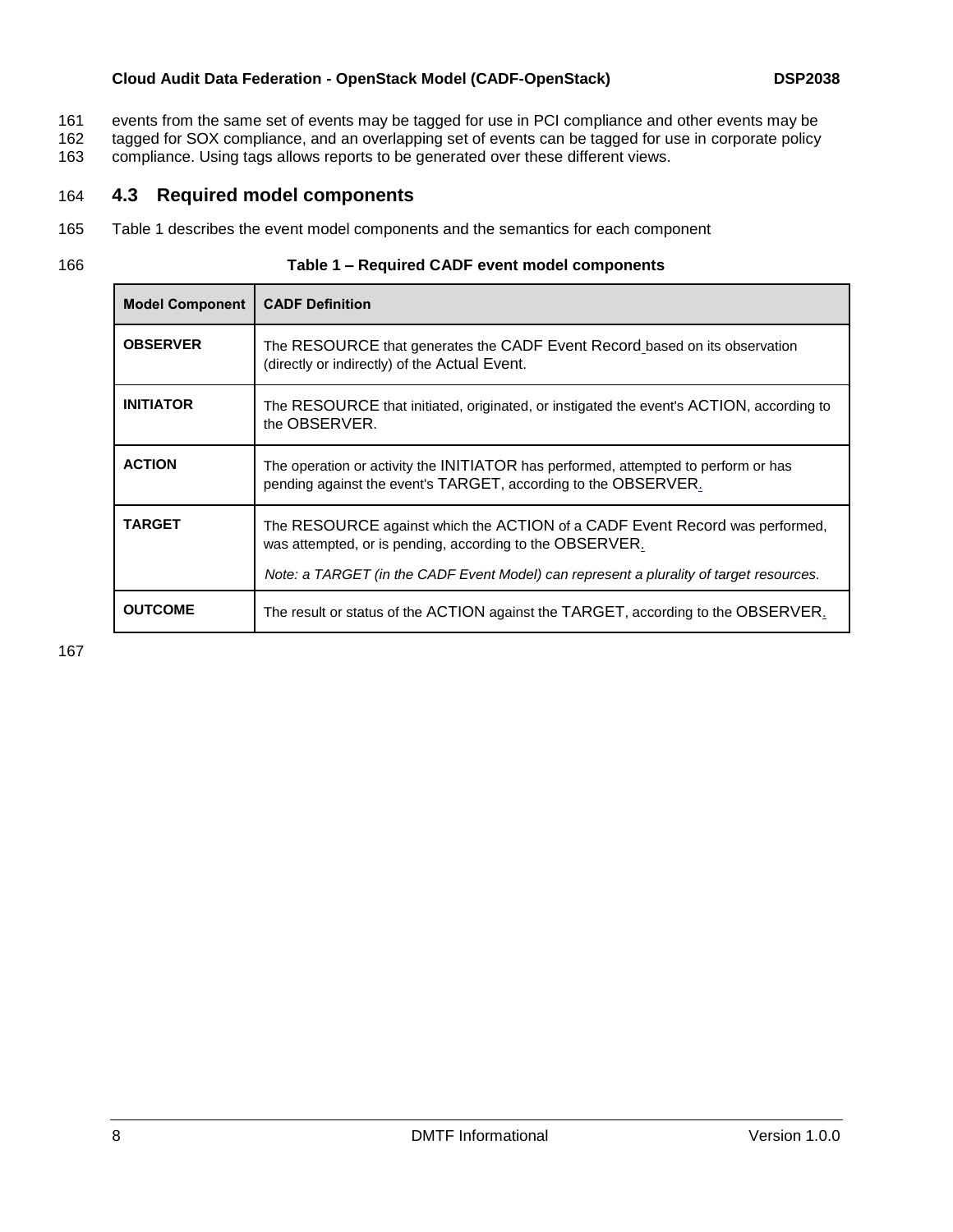events from the same set of events may be tagged for use in PCI compliance and other events may be tagged for SOX compliance, and an overlapping set of events can be tagged for use in corporate policy compliance. Using tags allows reports to be generated over these different views.

## 4.3 Required model components

Table 1 describes the event model components and the semantics for each component

**Table 1 – Required CADF event model components**

| Model Component | CADF Definition |
| --- | --- |
| **OBSERVER** | The RESOURCE that generates the CADF Event Record based on its observation (directly or indirectly) of the Actual Event. |
| **INITIATOR** | The RESOURCE that initiated, originated, or instigated the event's ACTION, according to the OBSERVER. |
| **ACTION** | The operation or activity the INITIATOR has performed, attempted to perform or has pending against the event's TARGET, according to the OBSERVER. |
| **TARGET** | The RESOURCE against which the ACTION of a CADF Event Record was performed, was attempted, or is pending, according to the OBSERVER. *Note: a TARGET (in the CADF Event Model) can represent a plurality of target resources.* |
| **OUTCOME** | The result or status of the ACTION against the TARGET, according to the OBSERVER. |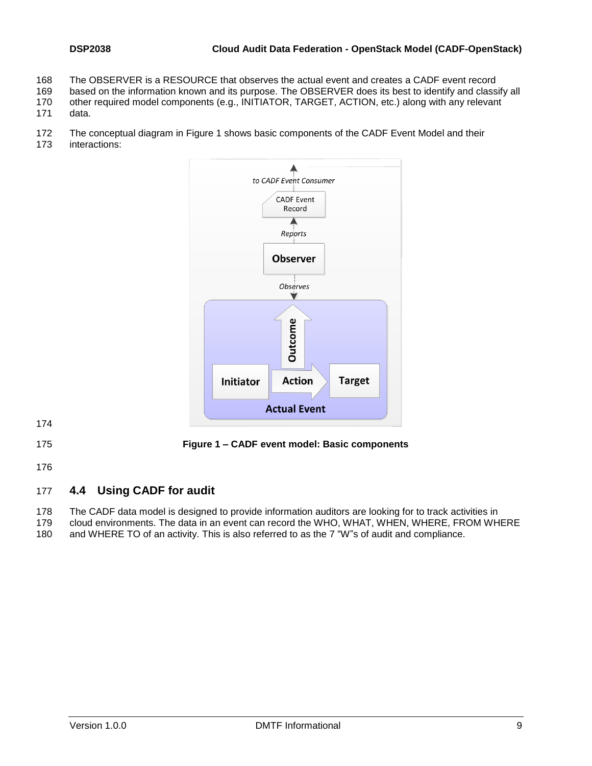The OBSERVER is a RESOURCE that observes the actual event and creates a CADF event record based on the information known and its purpose. The OBSERVER does its best to identify and classify all other required model components (e.g., INITIATOR, TARGET, ACTION, etc.) along with any relevant data.

The conceptual diagram in Figure 1 shows basic components of the CADF Event Model and their interactions:

**Figure 1 – CADF event model: Basic components**

## 4.4 Using CADF for audit

The CADF data model is designed to provide information auditors are looking for to track activities in cloud environments. The data in an event can record the WHO, WHAT, WHEN, WHERE, FROM WHERE and WHERE TO of an activity. This is also referred to as the 7 "W"s of audit and compliance.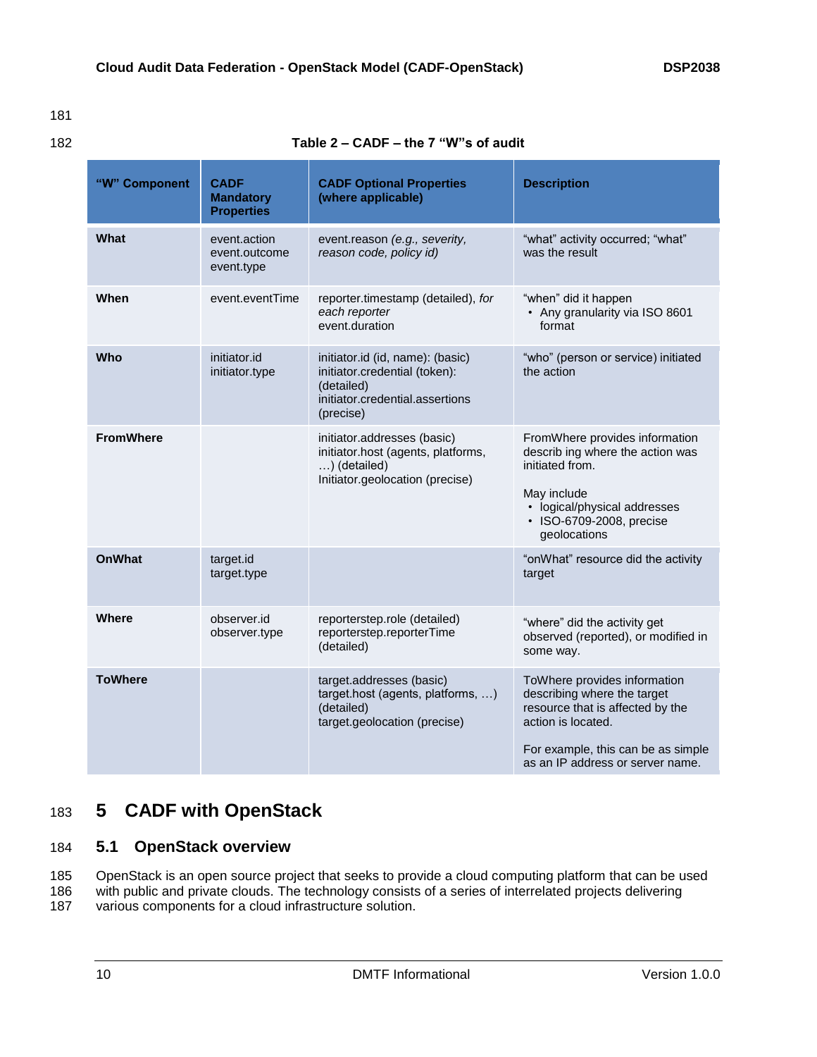Table 2 – CADF – the 7 “W”s of audit

| “W” Component | CADF Mandatory Properties | CADF Optional Properties (where applicable) | Description |
|---|---|---|---|
| **What** | event.action<br>event.outcome<br>event.type | event.reason *(e.g., severity, reason code, policy id)* | “what” activity occurred; “what” was the result |
| **When** | event.eventTime | reporter.timestamp (detailed), *for each reporter*<br>event.duration | “when” did it happen<br>• Any granularity via ISO 8601 format |
| **Who** | initiator.id<br>initiator.type | initiator.id (id, name): (basic)<br>initiator.credential (token): (detailed)<br>initiator.credential.assertions (precise) | “who” (person or service) initiated the action |
| **FromWhere** | | initiator.addresses (basic)<br>initiator.host (agents, platforms, …) (detailed)<br>Initiator.geolocation (precise) | FromWhere provides information describ ing where the action was initiated from.<br><br>May include<br>• logical/physical addresses<br>• ISO-6709-2008, precise geolocations |
| **OnWhat** | target.id<br>target.type | | “onWhat” resource did the activity target |
| **Where** | observer.id<br>observer.type | reporterstep.role (detailed)<br>reporterstep.reporterTime (detailed) | “where” did the activity get observed (reported), or modified in some way. |
| **ToWhere** | | target.addresses (basic)<br>target.host (agents, platforms, …) (detailed)<br>target.geolocation (precise) | ToWhere provides information describing where the target resource that is affected by the action is located.<br><br>For example, this can be as simple as an IP address or server name. |

# 5 CADF with OpenStack

## 5.1 OpenStack overview

OpenStack is an open source project that seeks to provide a cloud computing platform that can be used with public and private clouds. The technology consists of a series of interrelated projects delivering various components for a cloud infrastructure solution.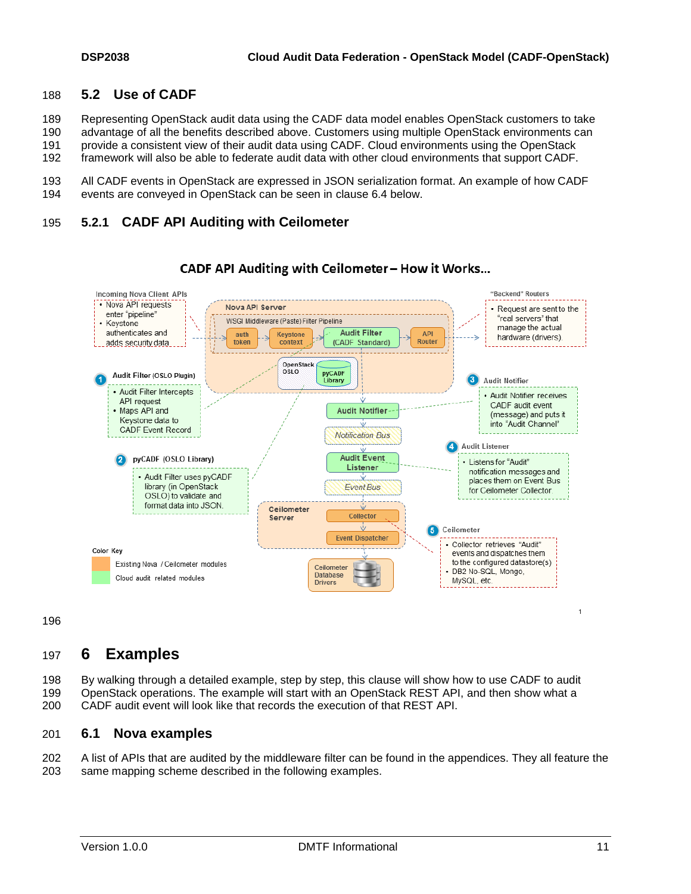## 5.2 Use of CADF

Representing OpenStack audit data using the CADF data model enables OpenStack customers to take advantage of all the benefits described above. Customers using multiple OpenStack environments can provide a consistent view of their audit data using CADF. Cloud environments using the OpenStack framework will also be able to federate audit data with other cloud environments that support CADF.

All CADF events in OpenStack are expressed in JSON serialization format. An example of how CADF events are conveyed in OpenStack can be seen in clause 6.4 below.

### 5.2.1 CADF API Auditing with Ceilometer

**CADF API Auditing with Ceilometer – How it Works…**

Incoming Nova Client APIs
- Nova API requests enter "pipeline"
- Keystone authenticates and adds security data

Nova API Server — WSGI Middleware (Paste) Filter Pipeline: auth token → Keystone context → Audit Filter (CADF Standard) → API Router; OpenStack OSLO: pyCADF Library

"Backend" Routers
- Request are sent to the "real servers" that manage the actual hardware (drivers)

1 Audit Filter (OSLO Plugin)
- Audit Filter Intercepts API request
- Maps API and Keystone data to CADF Event Record

2 pyCADF (OSLO Library)
- Audit Filter uses pyCADF library (in OpenStack OSLO) to validate and format data into JSON.

3 Audit Notifier
- Audit Notifier receives CADF audit event (message) and puts it into "Audit Channel"

4 Audit Listener
- Listens for "Audit" notification messages and places them on Event Bus for Ceilometer Collector

5 Ceilometer
- Collector retrieves "Audit" events and dispatches them to the configured datastore(s)
- DB2 No-SQL, Mongo, MySQL, etc.

Audit Notifier → Notification Bus → Audit Event Listener → Event Bus → Ceilometer Server (Collector → Event Dispatcher) → Ceilometer Database Drivers

Color Key: Existing Nova / Ceilometer modules; Cloud audit related modules

# 6 Examples

By walking through a detailed example, step by step, this clause will show how to use CADF to audit OpenStack operations. The example will start with an OpenStack REST API, and then show what a CADF audit event will look like that records the execution of that REST API.

## 6.1 Nova examples

A list of APIs that are audited by the middleware filter can be found in the appendices. They all feature the same mapping scheme described in the following examples.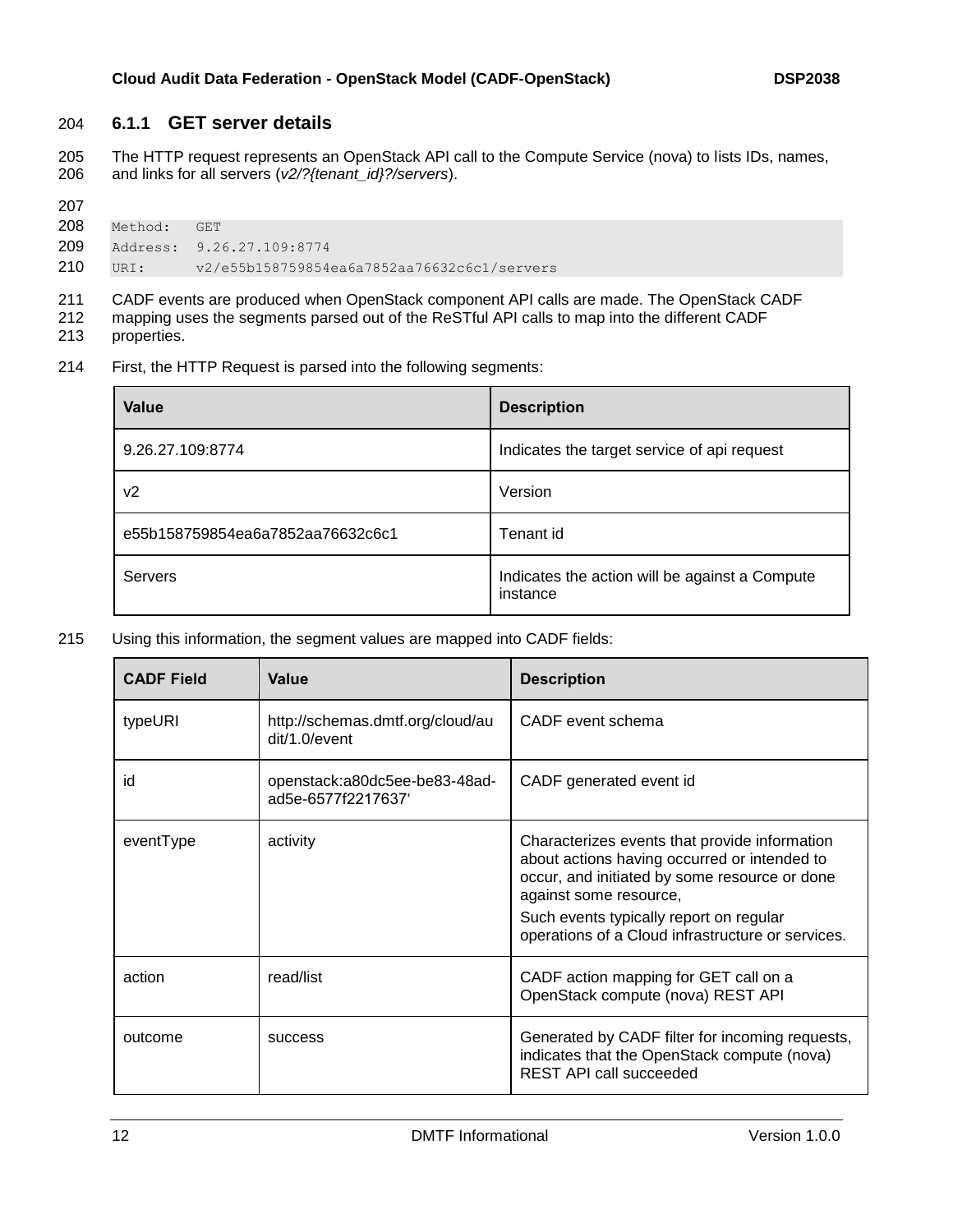### 6.1.1 GET server details

The HTTP request represents an OpenStack API call to the Compute Service (nova) to lists IDs, names, and links for all servers (*v2/?{tenant_id}?/servers*).

```
Method:   GET
Address:  9.26.27.109:8774
URI:      v2/e55b158759854ea6a7852aa76632c6c1/servers
```

CADF events are produced when OpenStack component API calls are made. The OpenStack CADF mapping uses the segments parsed out of the ReSTful API calls to map into the different CADF properties.

First, the HTTP Request is parsed into the following segments:

| Value | Description |
|---|---|
| 9.26.27.109:8774 | Indicates the target service of api request |
| v2 | Version |
| e55b158759854ea6a7852aa76632c6c1 | Tenant id |
| Servers | Indicates the action will be against a Compute instance |

Using this information, the segment values are mapped into CADF fields:

| CADF Field | Value | Description |
|---|---|---|
| typeURI | http://schemas.dmtf.org/cloud/audit/1.0/event | CADF event schema |
| id | openstack:a80dc5ee-be83-48ad-ad5e-6577f2217637' | CADF generated event id |
| eventType | activity | Characterizes events that provide information about actions having occurred or intended to occur, and initiated by some resource or done against some resource,<br>Such events typically report on regular operations of a Cloud infrastructure or services. |
| action | read/list | CADF action mapping for GET call on a OpenStack compute (nova) REST API |
| outcome | success | Generated by CADF filter for incoming requests, indicates that the OpenStack compute (nova) REST API call succeeded |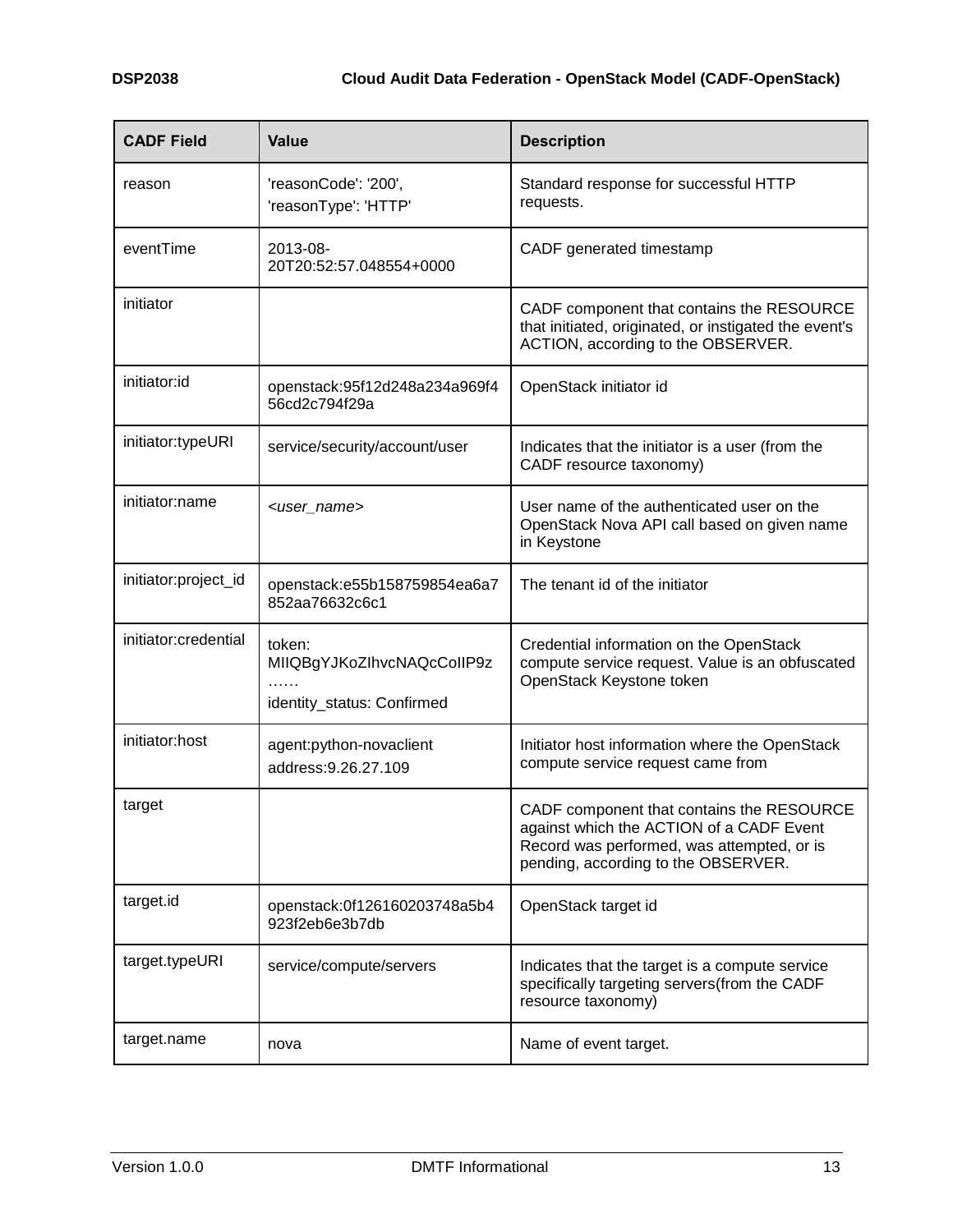| CADF Field | Value | Description |
|---|---|---|
| reason | 'reasonCode': '200',<br>'reasonType': 'HTTP' | Standard response for successful HTTP requests. |
| eventTime | 2013-08-20T20:52:57.048554+0000 | CADF generated timestamp |
| initiator | | CADF component that contains the RESOURCE that initiated, originated, or instigated the event's ACTION, according to the OBSERVER. |
| initiator:id | openstack:95f12d248a234a969f456cd2c794f29a | OpenStack initiator id |
| initiator:typeURI | service/security/account/user | Indicates that the initiator is a user (from the CADF resource taxonomy) |
| initiator:name | *<user_name>* | User name of the authenticated user on the OpenStack Nova API call based on given name in Keystone |
| initiator:project_id | openstack:e55b158759854ea6a7852aa76632c6c1 | The tenant id of the initiator |
| initiator:credential | token:<br>MIIQBgYJKoZIhvcNAQcCoIIP9z<br>……<br>identity_status: Confirmed | Credential information on the OpenStack compute service request. Value is an obfuscated OpenStack Keystone token |
| initiator:host | agent:python-novaclient<br>address:9.26.27.109 | Initiator host information where the OpenStack compute service request came from |
| target | | CADF component that contains the RESOURCE against which the ACTION of a CADF Event Record was performed, was attempted, or is pending, according to the OBSERVER. |
| target.id | openstack:0f126160203748a5b4923f2eb6e3b7db | OpenStack target id |
| target.typeURI | service/compute/servers | Indicates that the target is a compute service specifically targeting servers(from the CADF resource taxonomy) |
| target.name | nova | Name of event target. |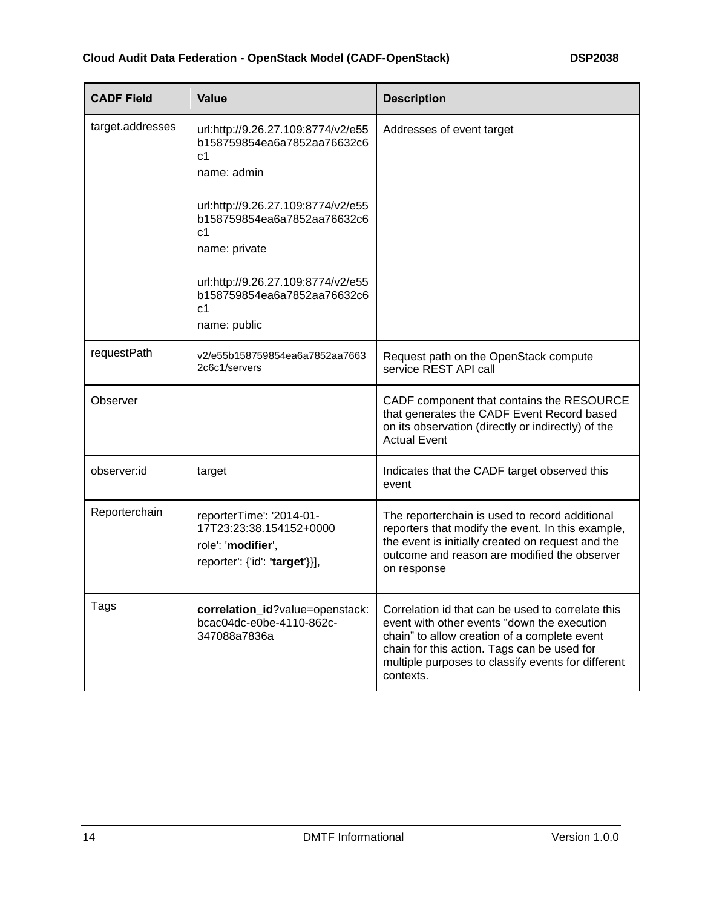| CADF Field | Value | Description |
| --- | --- | --- |
| target.addresses | url:http://9.26.27.109:8774/v2/e55b158759854ea6a7852aa76632c6c1<br>name: admin<br><br>url:http://9.26.27.109:8774/v2/e55b158759854ea6a7852aa76632c6c1<br>name: private<br><br>url:http://9.26.27.109:8774/v2/e55b158759854ea6a7852aa76632c6c1<br>name: public | Addresses of event target |
| requestPath | v2/e55b158759854ea6a7852aa76632c6c1/servers | Request path on the OpenStack compute service REST API call |
| Observer | | CADF component that contains the RESOURCE that generates the CADF Event Record based on its observation (directly or indirectly) of the Actual Event |
| observer:id | target | Indicates that the CADF target observed this event |
| Reporterchain | reporterTime': '2014-01-17T23:23:38.154152+0000<br>role': '**modifier**',<br>reporter': {'id': **'target'**}}], | The reporterchain is used to record additional reporters that modify the event. In this example, the event is initially created on request and the outcome and reason are modified the observer on response |
| Tags | **correlation_id**?value=openstack:bcac04dc-e0be-4110-862c-347088a7836a | Correlation id that can be used to correlate this event with other events "down the execution chain" to allow creation of a complete event chain for this action. Tags can be used for multiple purposes to classify events for different contexts. |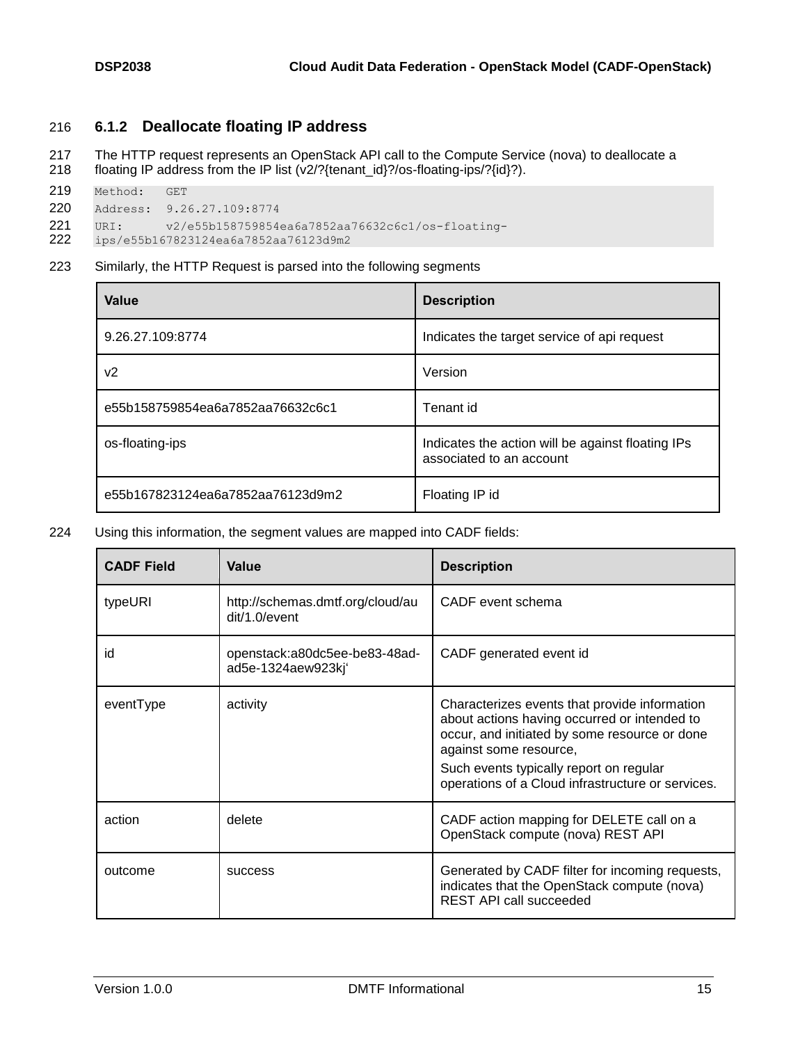### 6.1.2 Deallocate floating IP address

The HTTP request represents an OpenStack API call to the Compute Service (nova) to deallocate a floating IP address from the IP list (v2/?{tenant_id}?/os-floating-ips/?{id}?).

```
Method:   GET
Address:  9.26.27.109:8774
URI:      v2/e55b158759854ea6a7852aa76632c6c1/os-floating-
ips/e55b167823124ea6a7852aa76123d9m2
```

Similarly, the HTTP Request is parsed into the following segments

| Value | Description |
|---|---|
| 9.26.27.109:8774 | Indicates the target service of api request |
| v2 | Version |
| e55b158759854ea6a7852aa76632c6c1 | Tenant id |
| os-floating-ips | Indicates the action will be against floating IPs associated to an account |
| e55b167823124ea6a7852aa76123d9m2 | Floating IP id |

Using this information, the segment values are mapped into CADF fields:

| CADF Field | Value | Description |
|---|---|---|
| typeURI | http://schemas.dmtf.org/cloud/audit/1.0/event | CADF event schema |
| id | openstack:a80dc5ee-be83-48ad-ad5e-1324aew923kj' | CADF generated event id |
| eventType | activity | Characterizes events that provide information about actions having occurred or intended to occur, and initiated by some resource or done against some resource,<br>Such events typically report on regular operations of a Cloud infrastructure or services. |
| action | delete | CADF action mapping for DELETE call on a OpenStack compute (nova) REST API |
| outcome | success | Generated by CADF filter for incoming requests, indicates that the OpenStack compute (nova) REST API call succeeded |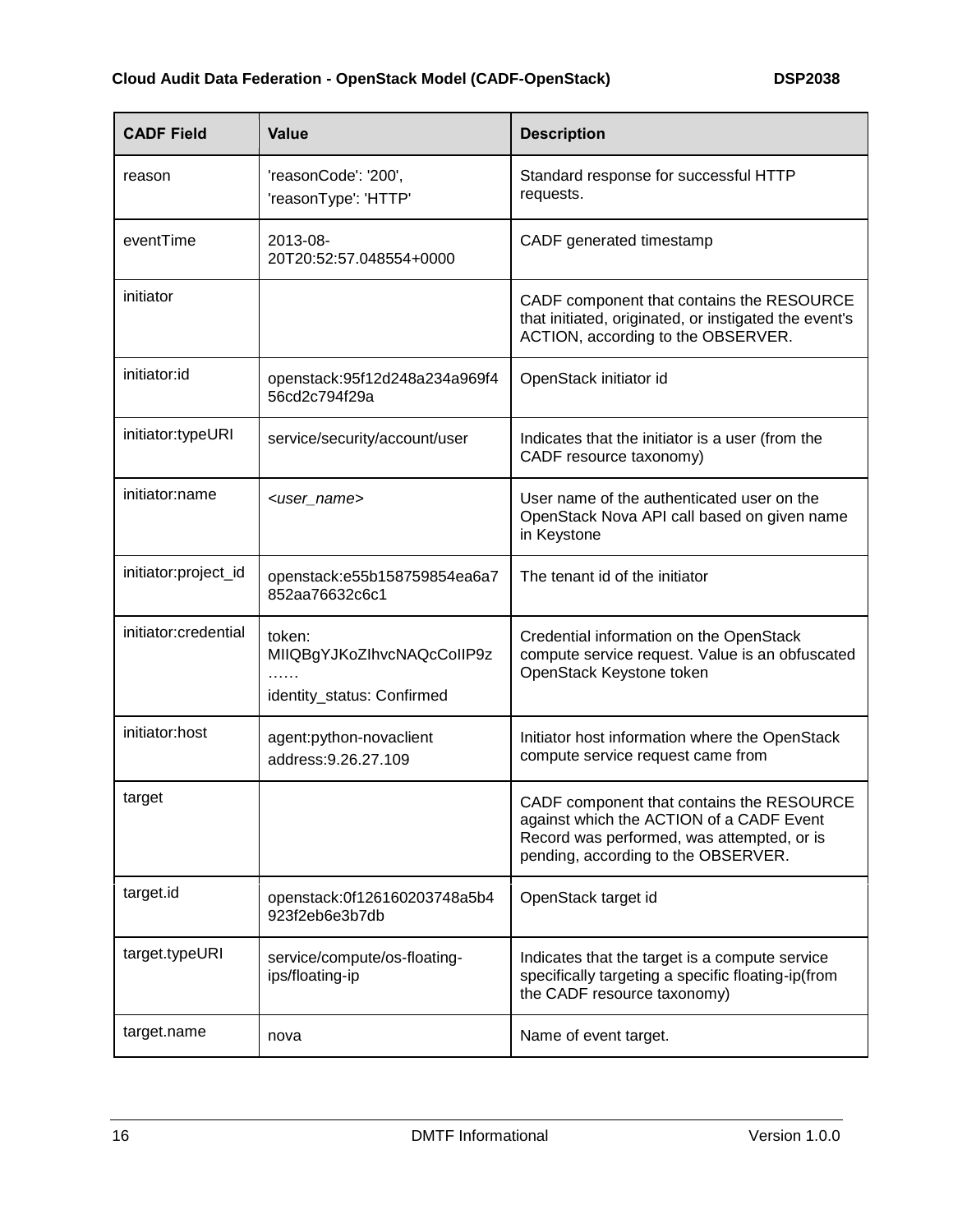| CADF Field | Value | Description |
| --- | --- | --- |
| reason | 'reasonCode': '200',<br>'reasonType': 'HTTP' | Standard response for successful HTTP requests. |
| eventTime | 2013-08-20T20:52:57.048554+0000 | CADF generated timestamp |
| initiator | | CADF component that contains the RESOURCE that initiated, originated, or instigated the event's ACTION, according to the OBSERVER. |
| initiator:id | openstack:95f12d248a234a969f456cd2c794f29a | OpenStack initiator id |
| initiator:typeURI | service/security/account/user | Indicates that the initiator is a user (from the CADF resource taxonomy) |
| initiator:name | *<user_name>* | User name of the authenticated user on the OpenStack Nova API call based on given name in Keystone |
| initiator:project_id | openstack:e55b158759854ea6a7852aa76632c6c1 | The tenant id of the initiator |
| initiator:credential | token: MIIQBgYJKoZIhvcNAQcCoIIP9z ……<br>identity_status: Confirmed | Credential information on the OpenStack compute service request. Value is an obfuscated OpenStack Keystone token |
| initiator:host | agent:python-novaclient<br>address:9.26.27.109 | Initiator host information where the OpenStack compute service request came from |
| target | | CADF component that contains the RESOURCE against which the ACTION of a CADF Event Record was performed, was attempted, or is pending, according to the OBSERVER. |
| target.id | openstack:0f126160203748a5b4923f2eb6e3b7db | OpenStack target id |
| target.typeURI | service/compute/os-floating-ips/floating-ip | Indicates that the target is a compute service specifically targeting a specific floating-ip(from the CADF resource taxonomy) |
| target.name | nova | Name of event target. |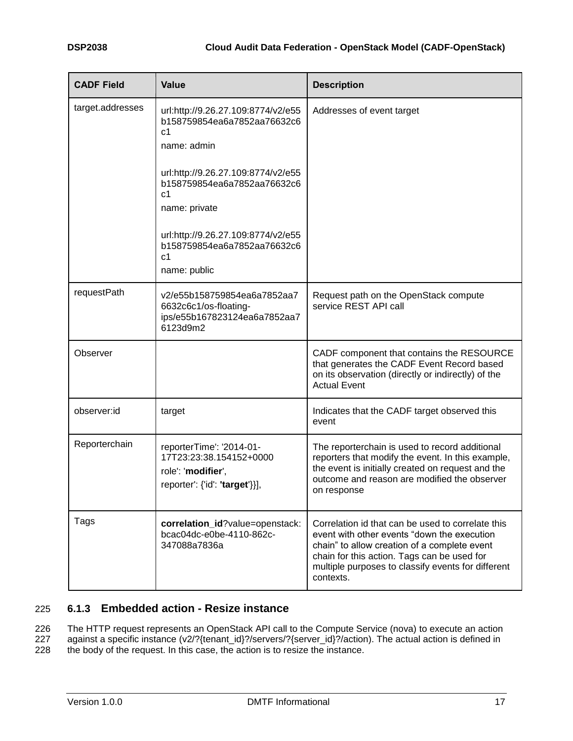| CADF Field | Value | Description |
| --- | --- | --- |
| target.addresses | url:http://9.26.27.109:8774/v2/e55b158759854ea6a7852aa76632c6c1<br>name: admin<br><br>url:http://9.26.27.109:8774/v2/e55b158759854ea6a7852aa76632c6c1<br>name: private<br><br>url:http://9.26.27.109:8774/v2/e55b158759854ea6a7852aa76632c6c1<br>name: public | Addresses of event target |
| requestPath | v2/e55b158759854ea6a7852aa76632c6c1/os-floating-ips/e55b167823124ea6a7852aa76123d9m2 | Request path on the OpenStack compute service REST API call |
| Observer | | CADF component that contains the RESOURCE that generates the CADF Event Record based on its observation (directly or indirectly) of the Actual Event |
| observer:id | target | Indicates that the CADF target observed this event |
| Reporterchain | reporterTime': '2014-01-17T23:23:38.154152+0000<br>role': '**modifier**',<br>reporter': {'id': **'target'**}}], | The reporterchain is used to record additional reporters that modify the event. In this example, the event is initially created on request and the outcome and reason are modified the observer on response |
| Tags | **correlation_id**?value=openstack:bcac04dc-e0be-4110-862c-347088a7836a | Correlation id that can be used to correlate this event with other events "down the execution chain" to allow creation of a complete event chain for this action. Tags can be used for multiple purposes to classify events for different contexts. |

### 6.1.3 Embedded action - Resize instance

The HTTP request represents an OpenStack API call to the Compute Service (nova) to execute an action against a specific instance (v2/?{tenant_id}?/servers/?{server_id}?/action). The actual action is defined in the body of the request. In this case, the action is to resize the instance.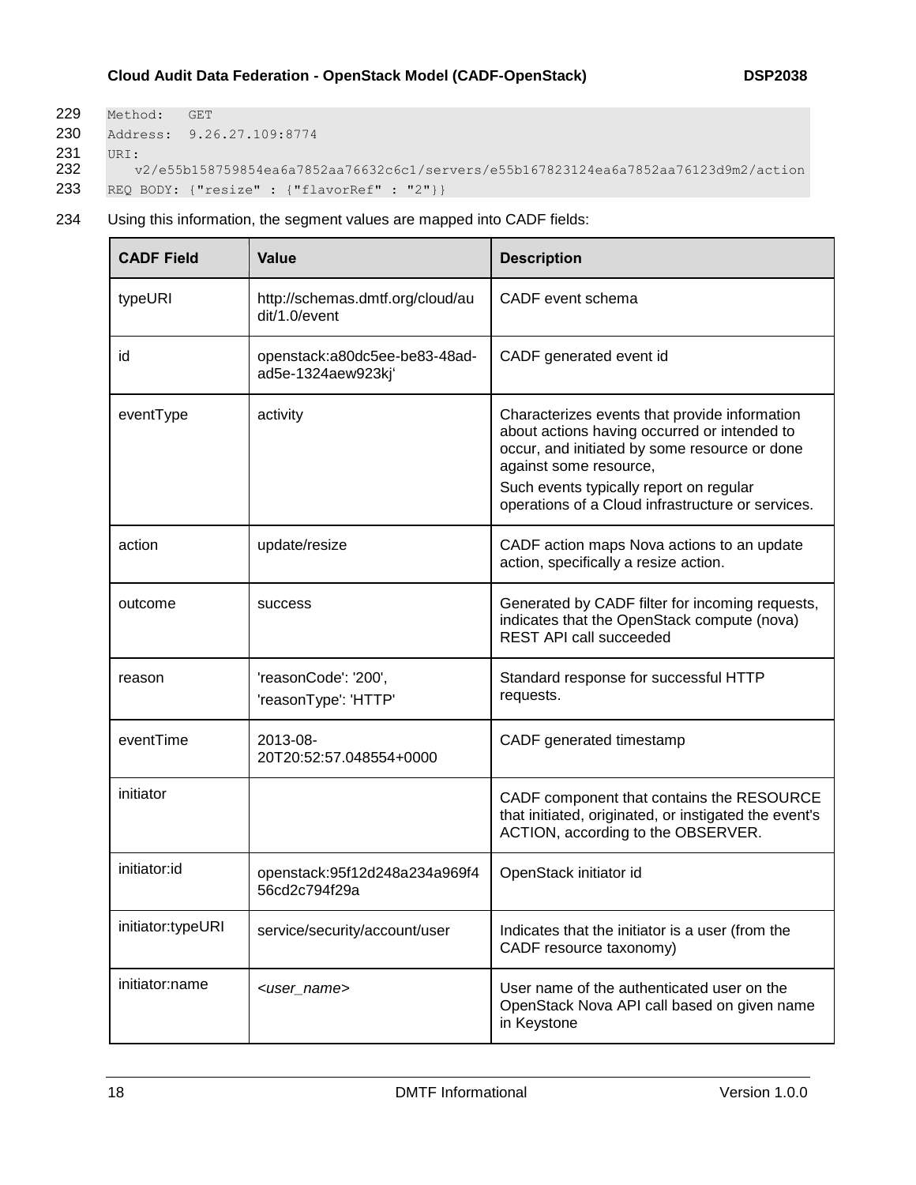```
Method:   GET
Address:  9.26.27.109:8774
URI:
    v2/e55b158759854ea6a7852aa76632c6c1/servers/e55b167823124ea6a7852aa76123d9m2/action
REQ BODY: {"resize" : {"flavorRef" : "2"}}
```

Using this information, the segment values are mapped into CADF fields:

| CADF Field | Value | Description |
|---|---|---|
| typeURI | http://schemas.dmtf.org/cloud/audit/1.0/event | CADF event schema |
| id | openstack:a80dc5ee-be83-48ad-ad5e-1324aew923kj' | CADF generated event id |
| eventType | activity | Characterizes events that provide information about actions having occurred or intended to occur, and initiated by some resource or done against some resource,<br>Such events typically report on regular operations of a Cloud infrastructure or services. |
| action | update/resize | CADF action maps Nova actions to an update action, specifically a resize action. |
| outcome | success | Generated by CADF filter for incoming requests, indicates that the OpenStack compute (nova) REST API call succeeded |
| reason | 'reasonCode': '200',<br>'reasonType': 'HTTP' | Standard response for successful HTTP requests. |
| eventTime | 2013-08-20T20:52:57.048554+0000 | CADF generated timestamp |
| initiator | | CADF component that contains the RESOURCE that initiated, originated, or instigated the event's ACTION, according to the OBSERVER. |
| initiator:id | openstack:95f12d248a234a969f456cd2c794f29a | OpenStack initiator id |
| initiator:typeURI | service/security/account/user | Indicates that the initiator is a user (from the CADF resource taxonomy) |
| initiator:name | *<user_name>* | User name of the authenticated user on the OpenStack Nova API call based on given name in Keystone |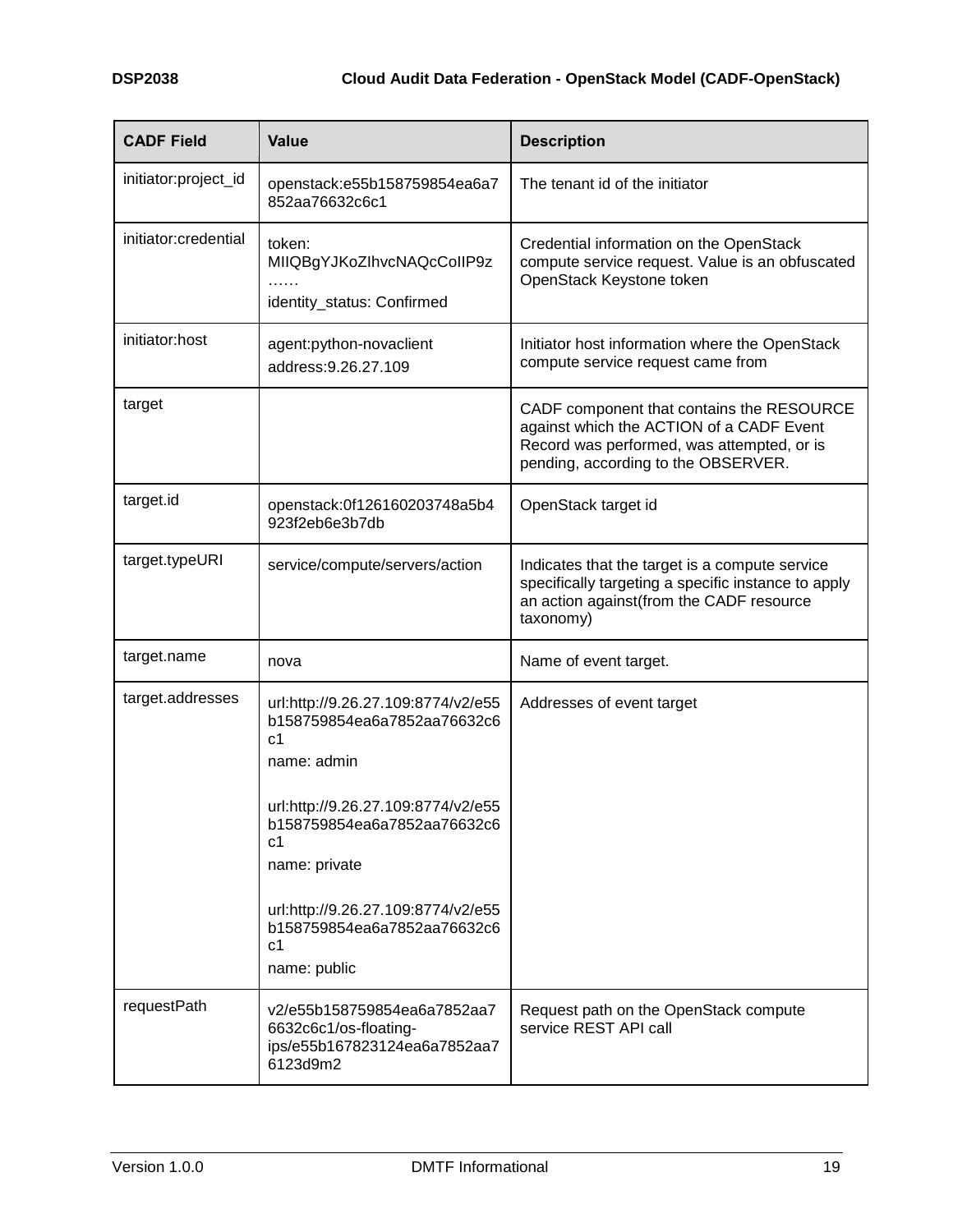| CADF Field | Value | Description |
|---|---|---|
| initiator:project_id | openstack:e55b158759854ea6a7852aa76632c6c1 | The tenant id of the initiator |
| initiator:credential | token: MIIQBgYJKoZIhvcNAQcCoIIP9z …… identity_status: Confirmed | Credential information on the OpenStack compute service request. Value is an obfuscated OpenStack Keystone token |
| initiator:host | agent:python-novaclient address:9.26.27.109 | Initiator host information where the OpenStack compute service request came from |
| target | | CADF component that contains the RESOURCE against which the ACTION of a CADF Event Record was performed, was attempted, or is pending, according to the OBSERVER. |
| target.id | openstack:0f126160203748a5b4923f2eb6e3b7db | OpenStack target id |
| target.typeURI | service/compute/servers/action | Indicates that the target is a compute service specifically targeting a specific instance to apply an action against(from the CADF resource taxonomy) |
| target.name | nova | Name of event target. |
| target.addresses | url:http://9.26.27.109:8774/v2/e55b158759854ea6a7852aa76632c6c1 name: admin<br><br>url:http://9.26.27.109:8774/v2/e55b158759854ea6a7852aa76632c6c1 name: private<br><br>url:http://9.26.27.109:8774/v2/e55b158759854ea6a7852aa76632c6c1 name: public | Addresses of event target |
| requestPath | v2/e55b158759854ea6a7852aa76632c6c1/os-floating-ips/e55b167823124ea6a7852aa76123d9m2 | Request path on the OpenStack compute service REST API call |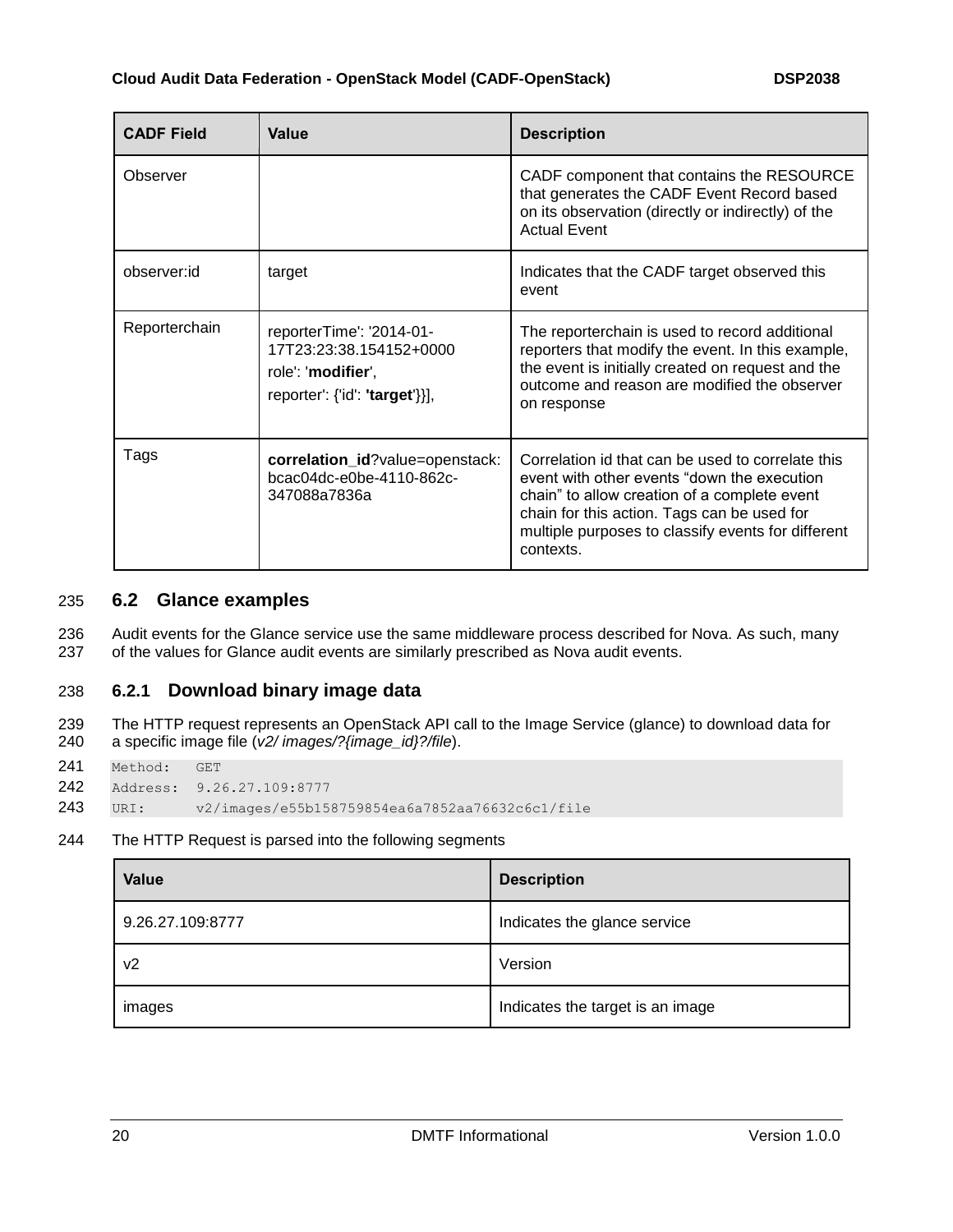| CADF Field | Value | Description |
| --- | --- | --- |
| Observer | | CADF component that contains the RESOURCE that generates the CADF Event Record based on its observation (directly or indirectly) of the Actual Event |
| observer:id | target | Indicates that the CADF target observed this event |
| Reporterchain | reporterTime': '2014-01-17T23:23:38.154152+0000<br>role': '**modifier**',<br>reporter': {'id': **'target'**}}], | The reporterchain is used to record additional reporters that modify the event. In this example, the event is initially created on request and the outcome and reason are modified the observer on response |
| Tags | **correlation_id**?value=openstack:bcac04dc-e0be-4110-862c-347088a7836a | Correlation id that can be used to correlate this event with other events "down the execution chain" to allow creation of a complete event chain for this action. Tags can be used for multiple purposes to classify events for different contexts. |

## 6.2 Glance examples

Audit events for the Glance service use the same middleware process described for Nova. As such, many of the values for Glance audit events are similarly prescribed as Nova audit events.

### 6.2.1 Download binary image data

The HTTP request represents an OpenStack API call to the Image Service (glance) to download data for a specific image file (*v2/ images/?{image_id}?/file*).

```
Method:   GET
Address:  9.26.27.109:8777
URI:      v2/images/e55b158759854ea6a7852aa76632c6c1/file
```

The HTTP Request is parsed into the following segments

| Value | Description |
| --- | --- |
| 9.26.27.109:8777 | Indicates the glance service |
| v2 | Version |
| images | Indicates the target is an image |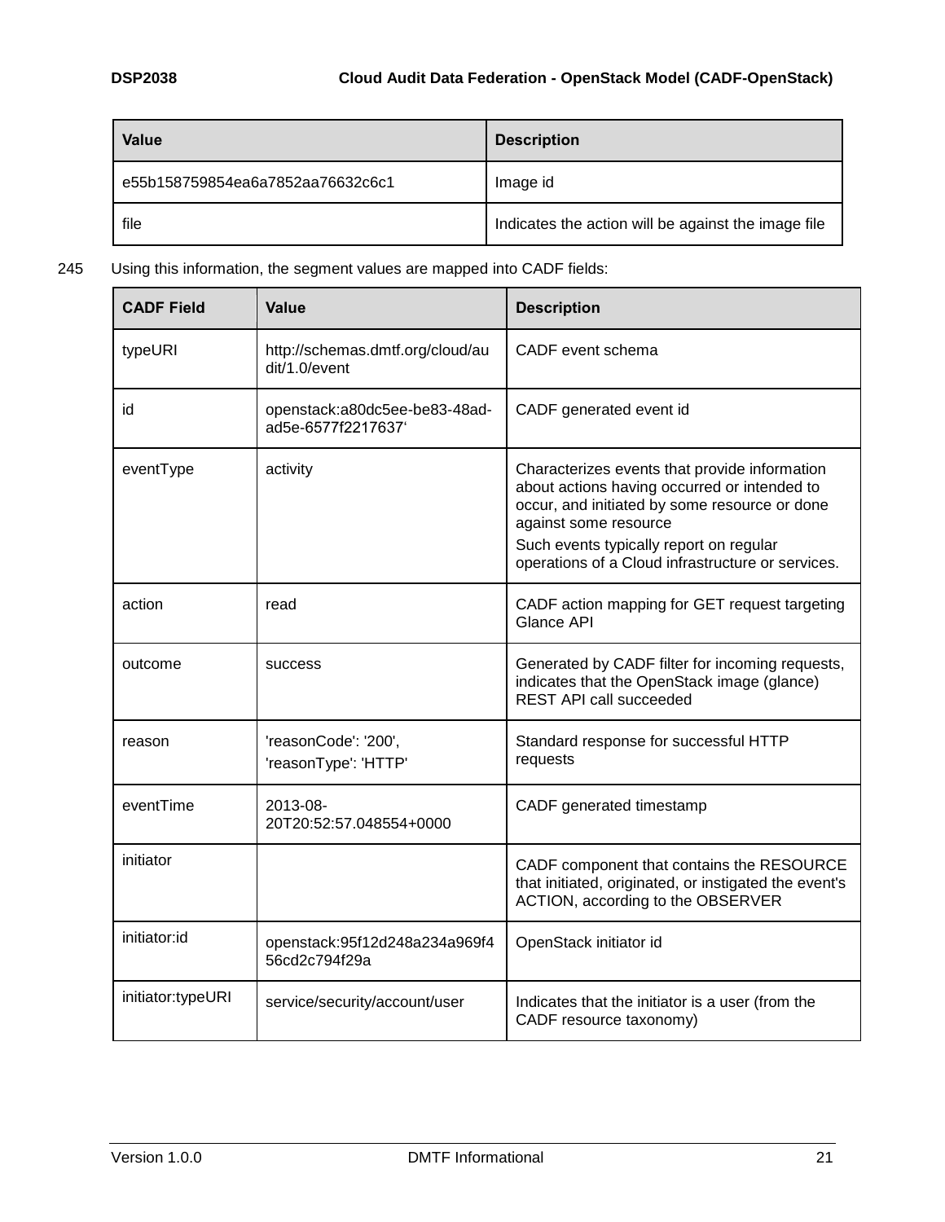| Value | Description |
| --- | --- |
| e55b158759854ea6a7852aa76632c6c1 | Image id |
| file | Indicates the action will be against the image file |

245 Using this information, the segment values are mapped into CADF fields:

| CADF Field | Value | Description |
| --- | --- | --- |
| typeURI | http://schemas.dmtf.org/cloud/audit/1.0/event | CADF event schema |
| id | openstack:a80dc5ee-be83-48ad-ad5e-6577f2217637' | CADF generated event id |
| eventType | activity | Characterizes events that provide information about actions having occurred or intended to occur, and initiated by some resource or done against some resource<br>Such events typically report on regular operations of a Cloud infrastructure or services. |
| action | read | CADF action mapping for GET request targeting Glance API |
| outcome | success | Generated by CADF filter for incoming requests, indicates that the OpenStack image (glance) REST API call succeeded |
| reason | 'reasonCode': '200',<br>'reasonType': 'HTTP' | Standard response for successful HTTP requests |
| eventTime | 2013-08-20T20:52:57.048554+0000 | CADF generated timestamp |
| initiator | | CADF component that contains the RESOURCE that initiated, originated, or instigated the event's ACTION, according to the OBSERVER |
| initiator:id | openstack:95f12d248a234a969f456cd2c794f29a | OpenStack initiator id |
| initiator:typeURI | service/security/account/user | Indicates that the initiator is a user (from the CADF resource taxonomy) |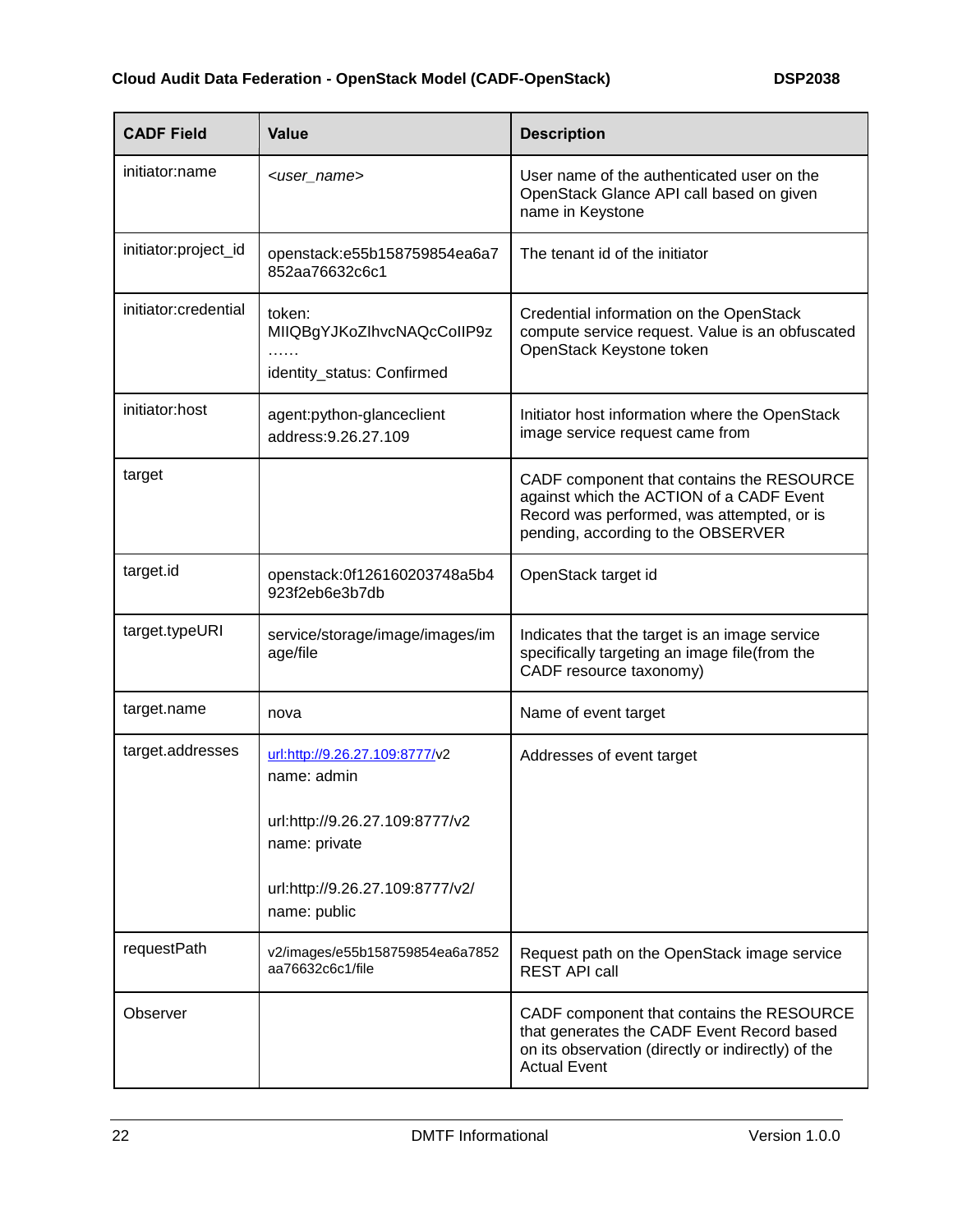| CADF Field | Value | Description |
| --- | --- | --- |
| initiator:name | *<user_name>* | User name of the authenticated user on the OpenStack Glance API call based on given name in Keystone |
| initiator:project_id | openstack:e55b158759854ea6a7852aa76632c6c1 | The tenant id of the initiator |
| initiator:credential | token: MIIQBgYJKoZIhvcNAQcCoIIP9z …… identity_status: Confirmed | Credential information on the OpenStack compute service request. Value is an obfuscated OpenStack Keystone token |
| initiator:host | agent:python-glanceclient address:9.26.27.109 | Initiator host information where the OpenStack image service request came from |
| target | | CADF component that contains the RESOURCE against which the ACTION of a CADF Event Record was performed, was attempted, or is pending, according to the OBSERVER |
| target.id | openstack:0f126160203748a5b4923f2eb6e3b7db | OpenStack target id |
| target.typeURI | service/storage/image/images/image/file | Indicates that the target is an image service specifically targeting an image file(from the CADF resource taxonomy) |
| target.name | nova | Name of event target |
| target.addresses | url:http://9.26.27.109:8777/v2 name: admin<br><br>url:http://9.26.27.109:8777/v2 name: private<br><br>url:http://9.26.27.109:8777/v2/ name: public | Addresses of event target |
| requestPath | v2/images/e55b158759854ea6a7852aa76632c6c1/file | Request path on the OpenStack image service REST API call |
| Observer | | CADF component that contains the RESOURCE that generates the CADF Event Record based on its observation (directly or indirectly) of the Actual Event |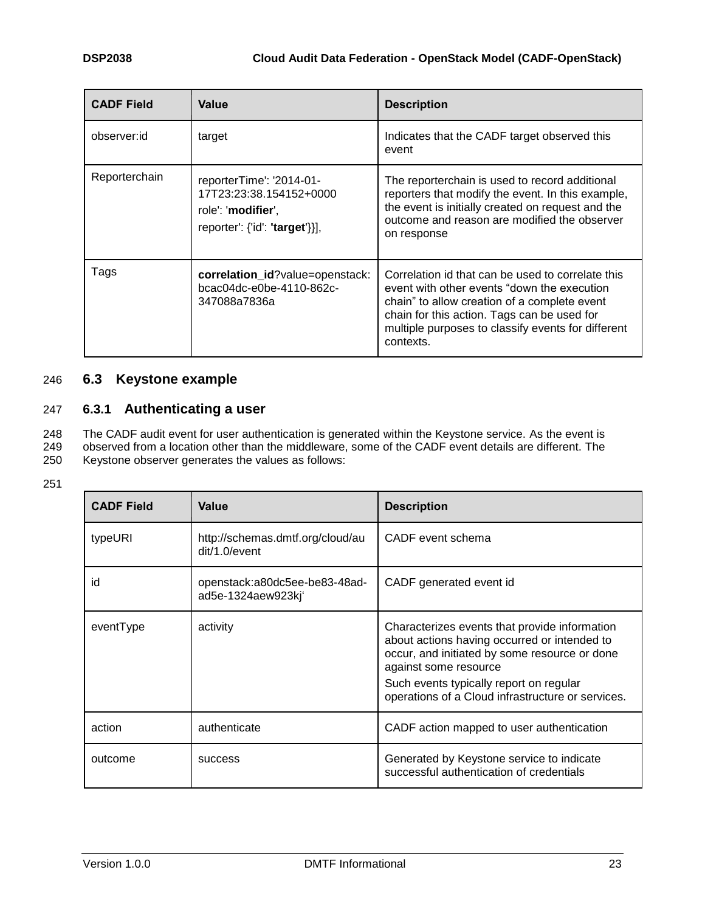| CADF Field | Value | Description |
| --- | --- | --- |
| observer:id | target | Indicates that the CADF target observed this event |
| Reporterchain | reporterTime': '2014-01-17T23:23:38.154152+0000<br>role': '**modifier**',<br>reporter': {'id': **'target'**}}], | The reporterchain is used to record additional reporters that modify the event. In this example, the event is initially created on request and the outcome and reason are modified the observer on response |
| Tags | **correlation_id**?value=openstack:bcac04dc-e0be-4110-862c-347088a7836a | Correlation id that can be used to correlate this event with other events "down the execution chain" to allow creation of a complete event chain for this action. Tags can be used for multiple purposes to classify events for different contexts. |

## 6.3 Keystone example

### 6.3.1 Authenticating a user

The CADF audit event for user authentication is generated within the Keystone service. As the event is observed from a location other than the middleware, some of the CADF event details are different. The Keystone observer generates the values as follows:

| CADF Field | Value | Description |
| --- | --- | --- |
| typeURI | http://schemas.dmtf.org/cloud/audit/1.0/event | CADF event schema |
| id | openstack:a80dc5ee-be83-48ad-ad5e-1324aew923kj' | CADF generated event id |
| eventType | activity | Characterizes events that provide information about actions having occurred or intended to occur, and initiated by some resource or done against some resource<br>Such events typically report on regular operations of a Cloud infrastructure or services. |
| action | authenticate | CADF action mapped to user authentication |
| outcome | success | Generated by Keystone service to indicate successful authentication of credentials |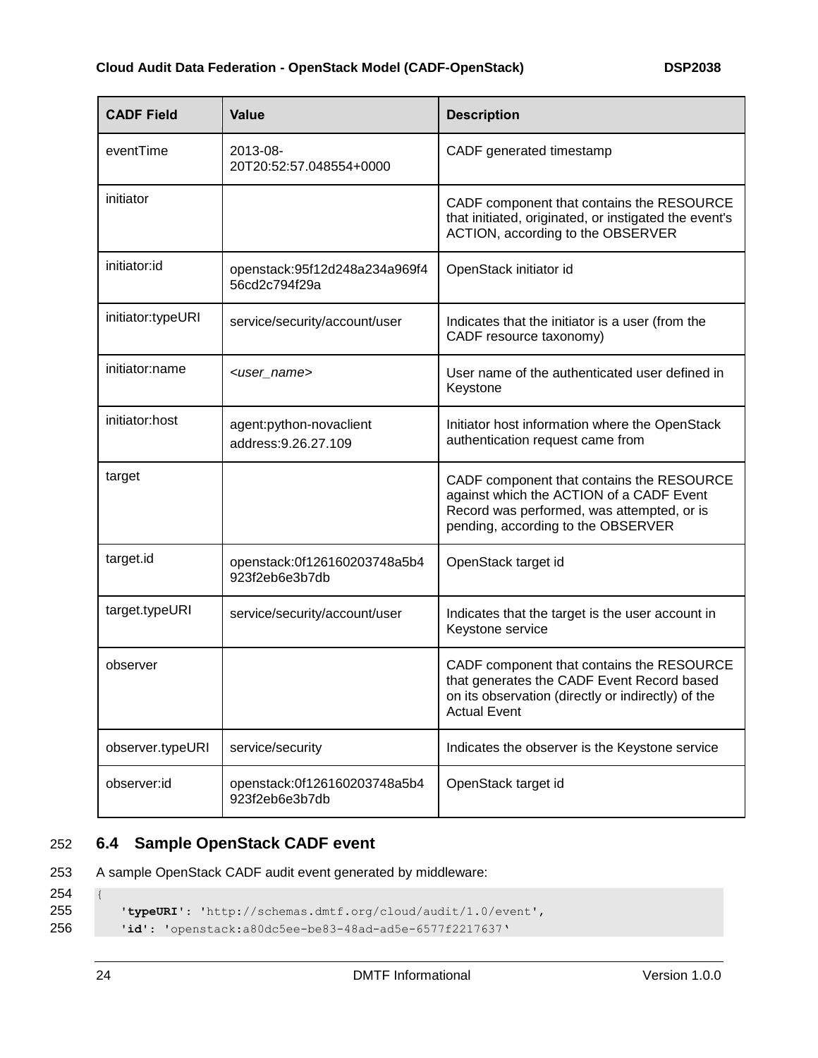| CADF Field | Value | Description |
| --- | --- | --- |
| eventTime | 2013-08-20T20:52:57.048554+0000 | CADF generated timestamp |
| initiator | | CADF component that contains the RESOURCE that initiated, originated, or instigated the event's ACTION, according to the OBSERVER |
| initiator:id | openstack:95f12d248a234a969f456cd2c794f29a | OpenStack initiator id |
| initiator:typeURI | service/security/account/user | Indicates that the initiator is a user (from the CADF resource taxonomy) |
| initiator:name | *<user_name>* | User name of the authenticated user defined in Keystone |
| initiator:host | agent:python-novaclient<br>address:9.26.27.109 | Initiator host information where the OpenStack authentication request came from |
| target | | CADF component that contains the RESOURCE against which the ACTION of a CADF Event Record was performed, was attempted, or is pending, according to the OBSERVER |
| target.id | openstack:0f126160203748a5b4923f2eb6e3b7db | OpenStack target id |
| target.typeURI | service/security/account/user | Indicates that the target is the user account in Keystone service |
| observer | | CADF component that contains the RESOURCE that generates the CADF Event Record based on its observation (directly or indirectly) of the Actual Event |
| observer.typeURI | service/security | Indicates the observer is the Keystone service |
| observer:id | openstack:0f126160203748a5b4923f2eb6e3b7db | OpenStack target id |

## 6.4 Sample OpenStack CADF event

A sample OpenStack CADF audit event generated by middleware:

```
{
    'typeURI': 'http://schemas.dmtf.org/cloud/audit/1.0/event',
    'id': 'openstack:a80dc5ee-be83-48ad-ad5e-6577f2217637'
```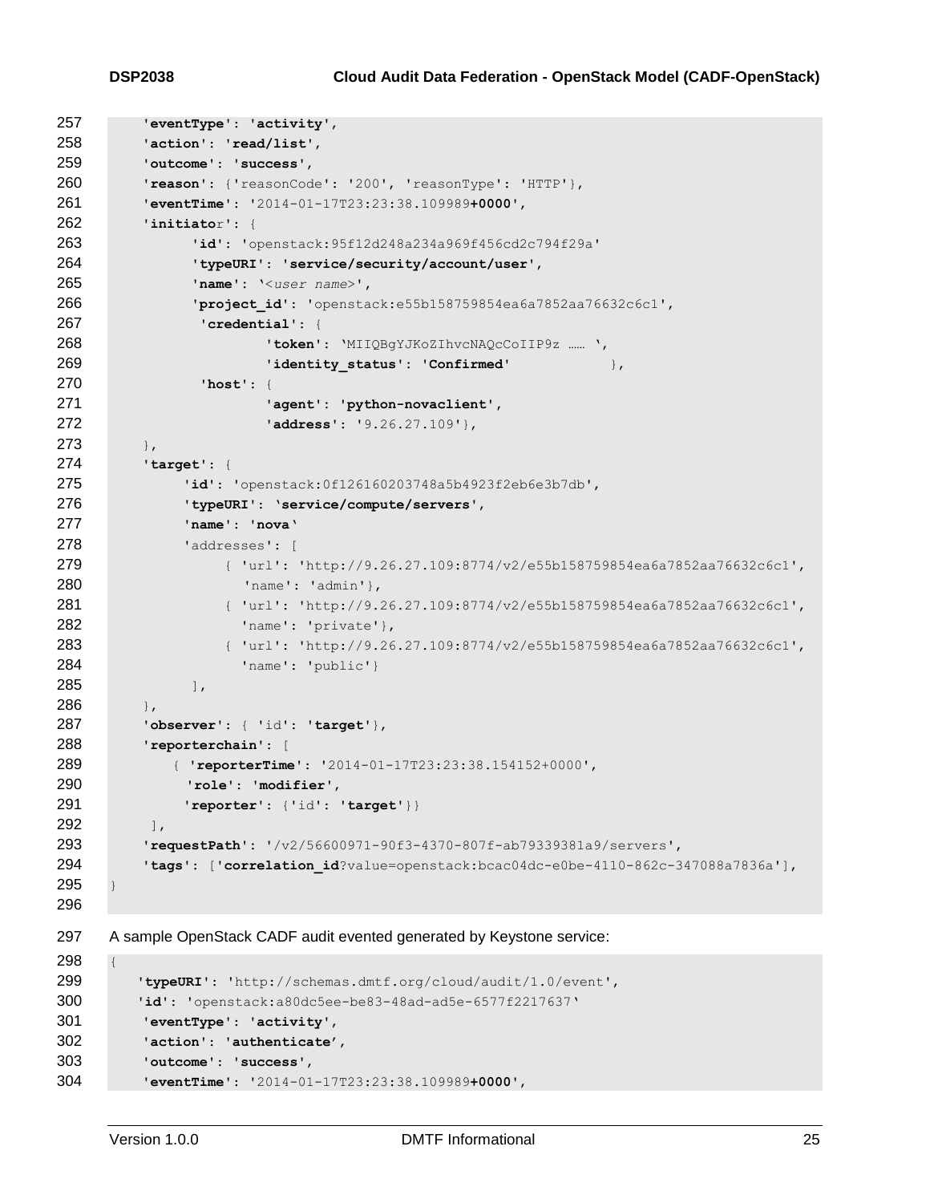```
257    'eventType': 'activity',
258    'action': 'read/list',
259    'outcome': 'success',
260    'reason': {'reasonCode': '200', 'reasonType': 'HTTP'},
261    'eventTime': '2014-01-17T23:23:38.109989+0000',
262    'initiator': {
263        'id': 'openstack:95f12d248a234a969f456cd2c794f29a'
264        'typeURI': 'service/security/account/user',
265        'name': '<user name>',
266        'project_id': 'openstack:e55b158759854ea6a7852aa76632c6c1',
267         'credential': {
268              'token': 'MIIQBgYJKoZIhvcNAQcCoIIP9z …… ',
269              'identity_status': 'Confirmed'           },
270         'host': {
271              'agent': 'python-novaclient',
272              'address': '9.26.27.109'},
273    },
274    'target': {
275        'id': 'openstack:0f126160203748a5b4923f2eb6e3b7db',
276        'typeURI': 'service/compute/servers',
277        'name': 'nova'
278        'addresses': [
279            { 'url': 'http://9.26.27.109:8774/v2/e55b158759854ea6a7852aa76632c6c1',
280              'name': 'admin'},
281            { 'url': 'http://9.26.27.109:8774/v2/e55b158759854ea6a7852aa76632c6c1',
282              'name': 'private'},
283            { 'url': 'http://9.26.27.109:8774/v2/e55b158759854ea6a7852aa76632c6c1',
284              'name': 'public'}
285         ],
286    },
287    'observer': { 'id': 'target'},
288    'reporterchain': [
289       { 'reporterTime': '2014-01-17T23:23:38.154152+0000',
290         'role': 'modifier',
291         'reporter': {'id': 'target'}}
292     ],
293    'requestPath': '/v2/56600971-90f3-4370-807f-ab79339381a9/servers',
294    'tags': ['correlation_id?value=openstack:bcac04dc-e0be-4110-862c-347088a7836a'],
295 }
296
```

297 A sample OpenStack CADF audit evented generated by Keystone service:

```
298 {
299    'typeURI': 'http://schemas.dmtf.org/cloud/audit/1.0/event',
300    'id': 'openstack:a80dc5ee-be83-48ad-ad5e-6577f2217637'
301    'eventType': 'activity',
302    'action': 'authenticate',
303    'outcome': 'success',
304    'eventTime': '2014-01-17T23:23:38.109989+0000',
```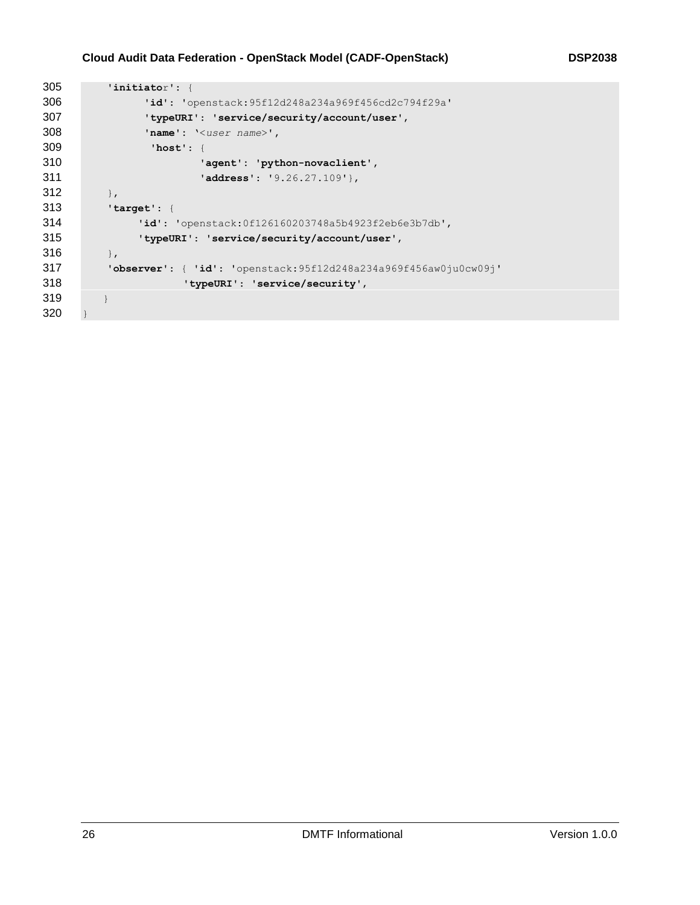```
    'initiator': {
          'id': 'openstack:95f12d248a234a969f456cd2c794f29a'
          'typeURI': 'service/security/account/user',
          'name': '<user name>',
           'host': {
                   'agent': 'python-novaclient',
                   'address': '9.26.27.109'},
    },
    'target': {
         'id': 'openstack:0f126160203748a5b4923f2eb6e3b7db',
         'typeURI': 'service/security/account/user',
    },
    'observer': { 'id': 'openstack:95f12d248a234a969f456aw0ju0cw09j'
               'typeURI': 'service/security',
   }
}
```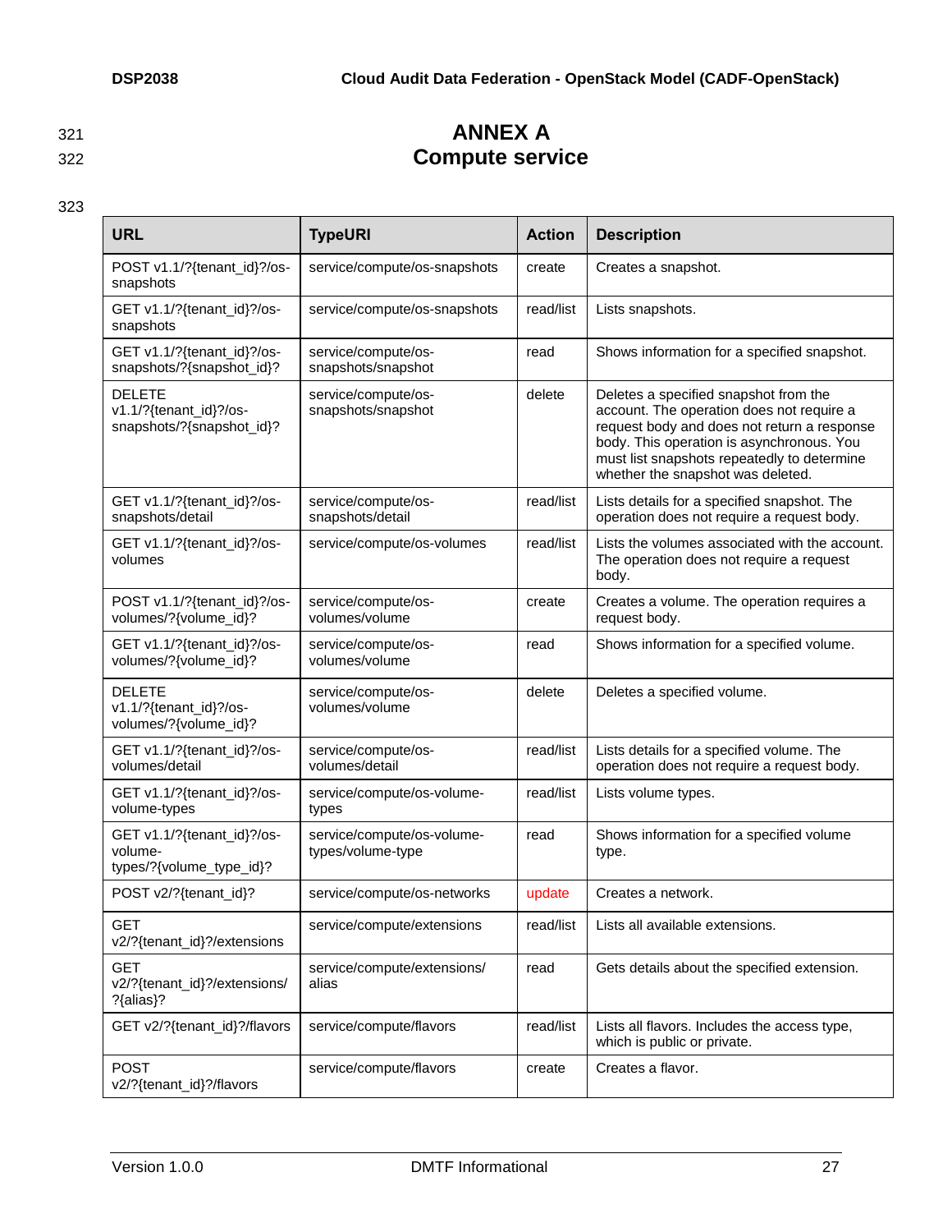# ANNEX A
# Compute service

| URL | TypeURI | Action | Description |
|---|---|---|---|
| POST v1.1/?{tenant_id}?/os-snapshots | service/compute/os-snapshots | create | Creates a snapshot. |
| GET v1.1/?{tenant_id}?/os-snapshots | service/compute/os-snapshots | read/list | Lists snapshots. |
| GET v1.1/?{tenant_id}?/os-snapshots/?{snapshot_id}? | service/compute/os-snapshots/snapshot | read | Shows information for a specified snapshot. |
| DELETE v1.1/?{tenant_id}?/os-snapshots/?{snapshot_id}? | service/compute/os-snapshots/snapshot | delete | Deletes a specified snapshot from the account. The operation does not require a request body and does not return a response body. This operation is asynchronous. You must list snapshots repeatedly to determine whether the snapshot was deleted. |
| GET v1.1/?{tenant_id}?/os-snapshots/detail | service/compute/os-snapshots/detail | read/list | Lists details for a specified snapshot. The operation does not require a request body. |
| GET v1.1/?{tenant_id}?/os-volumes | service/compute/os-volumes | read/list | Lists the volumes associated with the account. The operation does not require a request body. |
| POST v1.1/?{tenant_id}?/os-volumes/?{volume_id}? | service/compute/os-volumes/volume | create | Creates a volume. The operation requires a request body. |
| GET v1.1/?{tenant_id}?/os-volumes/?{volume_id}? | service/compute/os-volumes/volume | read | Shows information for a specified volume. |
| DELETE v1.1/?{tenant_id}?/os-volumes/?{volume_id}? | service/compute/os-volumes/volume | delete | Deletes a specified volume. |
| GET v1.1/?{tenant_id}?/os-volumes/detail | service/compute/os-volumes/detail | read/list | Lists details for a specified volume. The operation does not require a request body. |
| GET v1.1/?{tenant_id}?/os-volume-types | service/compute/os-volume-types | read/list | Lists volume types. |
| GET v1.1/?{tenant_id}?/os-volume-types/?{volume_type_id}? | service/compute/os-volume-types/volume-type | read | Shows information for a specified volume type. |
| POST v2/?{tenant_id}? | service/compute/os-networks | update | Creates a network. |
| GET v2/?{tenant_id}?/extensions | service/compute/extensions | read/list | Lists all available extensions. |
| GET v2/?{tenant_id}?/extensions/?{alias}? | service/compute/extensions/alias | read | Gets details about the specified extension. |
| GET v2/?{tenant_id}?/flavors | service/compute/flavors | read/list | Lists all flavors. Includes the access type, which is public or private. |
| POST v2/?{tenant_id}?/flavors | service/compute/flavors | create | Creates a flavor. |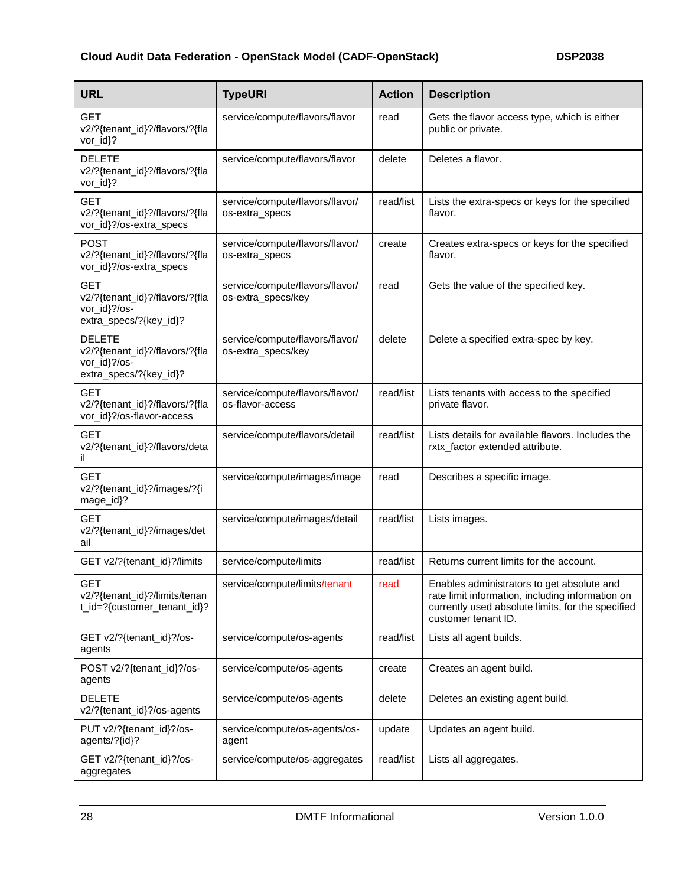| URL | TypeURI | Action | Description |
|---|---|---|---|
| GET v2/?{tenant_id}?/flavors/?{flavor_id}? | service/compute/flavors/flavor | read | Gets the flavor access type, which is either public or private. |
| DELETE v2/?{tenant_id}?/flavors/?{flavor_id}? | service/compute/flavors/flavor | delete | Deletes a flavor. |
| GET v2/?{tenant_id}?/flavors/?{flavor_id}?/os-extra_specs | service/compute/flavors/flavor/os-extra_specs | read/list | Lists the extra-specs or keys for the specified flavor. |
| POST v2/?{tenant_id}?/flavors/?{flavor_id}?/os-extra_specs | service/compute/flavors/flavor/os-extra_specs | create | Creates extra-specs or keys for the specified flavor. |
| GET v2/?{tenant_id}?/flavors/?{flavor_id}?/os-extra_specs/?{key_id}? | service/compute/flavors/flavor/os-extra_specs/key | read | Gets the value of the specified key. |
| DELETE v2/?{tenant_id}?/flavors/?{flavor_id}?/os-extra_specs/?{key_id}? | service/compute/flavors/flavor/os-extra_specs/key | delete | Delete a specified extra-spec by key. |
| GET v2/?{tenant_id}?/flavors/?{flavor_id}?/os-flavor-access | service/compute/flavors/flavor/os-flavor-access | read/list | Lists tenants with access to the specified private flavor. |
| GET v2/?{tenant_id}?/flavors/detail | service/compute/flavors/detail | read/list | Lists details for available flavors. Includes the rxtx_factor extended attribute. |
| GET v2/?{tenant_id}?/images/?{image_id}? | service/compute/images/image | read | Describes a specific image. |
| GET v2/?{tenant_id}?/images/detail | service/compute/images/detail | read/list | Lists images. |
| GET v2/?{tenant_id}?/limits | service/compute/limits | read/list | Returns current limits for the account. |
| GET v2/?{tenant_id}?/limits/tenant_id=?{customer_tenant_id}? | service/compute/limits/tenant | read | Enables administrators to get absolute and rate limit information, including information on currently used absolute limits, for the specified customer tenant ID. |
| GET v2/?{tenant_id}?/os-agents | service/compute/os-agents | read/list | Lists all agent builds. |
| POST v2/?{tenant_id}?/os-agents | service/compute/os-agents | create | Creates an agent build. |
| DELETE v2/?{tenant_id}?/os-agents | service/compute/os-agents | delete | Deletes an existing agent build. |
| PUT v2/?{tenant_id}?/os-agents/?{id}? | service/compute/os-agents/os-agent | update | Updates an agent build. |
| GET v2/?{tenant_id}?/os-aggregates | service/compute/os-aggregates | read/list | Lists all aggregates. |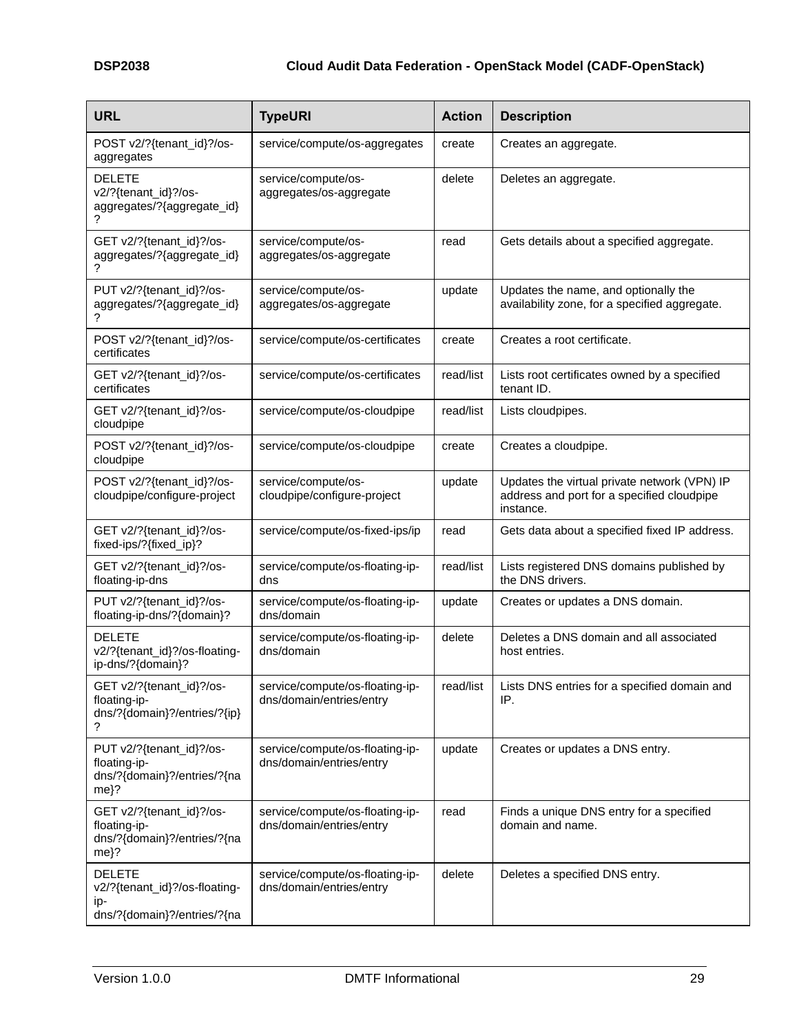| URL | TypeURI | Action | Description |
|---|---|---|---|
| POST v2/?{tenant_id}?/os-aggregates | service/compute/os-aggregates | create | Creates an aggregate. |
| DELETE v2/?{tenant_id}?/os-aggregates/?{aggregate_id}? | service/compute/os-aggregates/os-aggregate | delete | Deletes an aggregate. |
| GET v2/?{tenant_id}?/os-aggregates/?{aggregate_id}? | service/compute/os-aggregates/os-aggregate | read | Gets details about a specified aggregate. |
| PUT v2/?{tenant_id}?/os-aggregates/?{aggregate_id}? | service/compute/os-aggregates/os-aggregate | update | Updates the name, and optionally the availability zone, for a specified aggregate. |
| POST v2/?{tenant_id}?/os-certificates | service/compute/os-certificates | create | Creates a root certificate. |
| GET v2/?{tenant_id}?/os-certificates | service/compute/os-certificates | read/list | Lists root certificates owned by a specified tenant ID. |
| GET v2/?{tenant_id}?/os-cloudpipe | service/compute/os-cloudpipe | read/list | Lists cloudpipes. |
| POST v2/?{tenant_id}?/os-cloudpipe | service/compute/os-cloudpipe | create | Creates a cloudpipe. |
| POST v2/?{tenant_id}?/os-cloudpipe/configure-project | service/compute/os-cloudpipe/configure-project | update | Updates the virtual private network (VPN) IP address and port for a specified cloudpipe instance. |
| GET v2/?{tenant_id}?/os-fixed-ips/?{fixed_ip}? | service/compute/os-fixed-ips/ip | read | Gets data about a specified fixed IP address. |
| GET v2/?{tenant_id}?/os-floating-ip-dns | service/compute/os-floating-ip-dns | read/list | Lists registered DNS domains published by the DNS drivers. |
| PUT v2/?{tenant_id}?/os-floating-ip-dns/?{domain}? | service/compute/os-floating-ip-dns/domain | update | Creates or updates a DNS domain. |
| DELETE v2/?{tenant_id}?/os-floating-ip-dns/?{domain}? | service/compute/os-floating-ip-dns/domain | delete | Deletes a DNS domain and all associated host entries. |
| GET v2/?{tenant_id}?/os-floating-ip-dns/?{domain}?/entries/?{ip}? | service/compute/os-floating-ip-dns/domain/entries/entry | read/list | Lists DNS entries for a specified domain and IP. |
| PUT v2/?{tenant_id}?/os-floating-ip-dns/?{domain}?/entries/?{name}? | service/compute/os-floating-ip-dns/domain/entries/entry | update | Creates or updates a DNS entry. |
| GET v2/?{tenant_id}?/os-floating-ip-dns/?{domain}?/entries/?{name}? | service/compute/os-floating-ip-dns/domain/entries/entry | read | Finds a unique DNS entry for a specified domain and name. |
| DELETE v2/?{tenant_id}?/os-floating-ip-dns/?{domain}?/entries/?{na | service/compute/os-floating-ip-dns/domain/entries/entry | delete | Deletes a specified DNS entry. |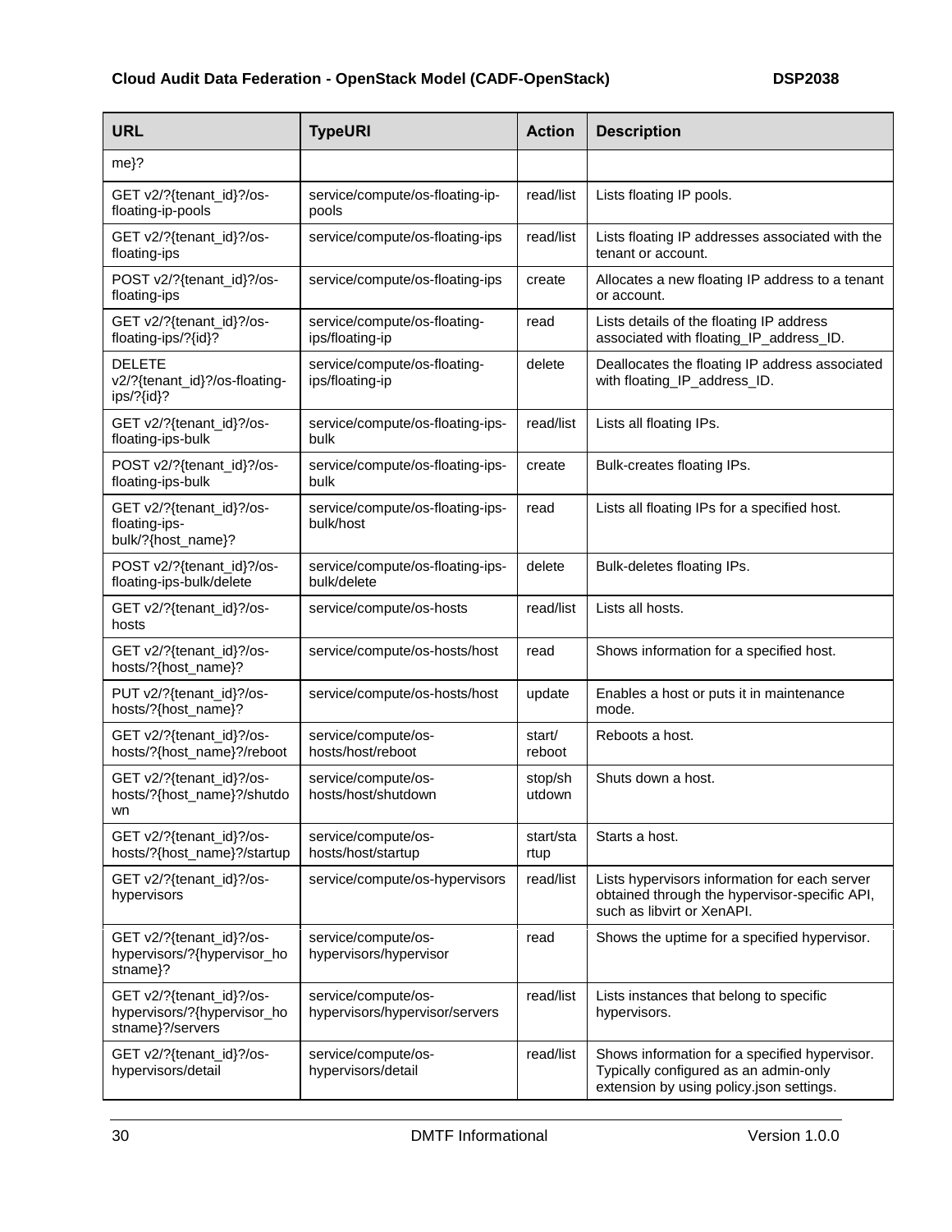| URL | TypeURI | Action | Description |
|---|---|---|---|
| me}? | | | |
| GET v2/?{tenant_id}?/os-floating-ip-pools | service/compute/os-floating-ip-pools | read/list | Lists floating IP pools. |
| GET v2/?{tenant_id}?/os-floating-ips | service/compute/os-floating-ips | read/list | Lists floating IP addresses associated with the tenant or account. |
| POST v2/?{tenant_id}?/os-floating-ips | service/compute/os-floating-ips | create | Allocates a new floating IP address to a tenant or account. |
| GET v2/?{tenant_id}?/os-floating-ips/?{id}? | service/compute/os-floating-ips/floating-ip | read | Lists details of the floating IP address associated with floating_IP_address_ID. |
| DELETE v2/?{tenant_id}?/os-floating-ips/?{id}? | service/compute/os-floating-ips/floating-ip | delete | Deallocates the floating IP address associated with floating_IP_address_ID. |
| GET v2/?{tenant_id}?/os-floating-ips-bulk | service/compute/os-floating-ips-bulk | read/list | Lists all floating IPs. |
| POST v2/?{tenant_id}?/os-floating-ips-bulk | service/compute/os-floating-ips-bulk | create | Bulk-creates floating IPs. |
| GET v2/?{tenant_id}?/os-floating-ips-bulk/?{host_name}? | service/compute/os-floating-ips-bulk/host | read | Lists all floating IPs for a specified host. |
| POST v2/?{tenant_id}?/os-floating-ips-bulk/delete | service/compute/os-floating-ips-bulk/delete | delete | Bulk-deletes floating IPs. |
| GET v2/?{tenant_id}?/os-hosts | service/compute/os-hosts | read/list | Lists all hosts. |
| GET v2/?{tenant_id}?/os-hosts/?{host_name}? | service/compute/os-hosts/host | read | Shows information for a specified host. |
| PUT v2/?{tenant_id}?/os-hosts/?{host_name}? | service/compute/os-hosts/host | update | Enables a host or puts it in maintenance mode. |
| GET v2/?{tenant_id}?/os-hosts/?{host_name}?/reboot | service/compute/os-hosts/host/reboot | start/reboot | Reboots a host. |
| GET v2/?{tenant_id}?/os-hosts/?{host_name}?/shutdown | service/compute/os-hosts/host/shutdown | stop/shutdown | Shuts down a host. |
| GET v2/?{tenant_id}?/os-hosts/?{host_name}?/startup | service/compute/os-hosts/host/startup | start/startup | Starts a host. |
| GET v2/?{tenant_id}?/os-hypervisors | service/compute/os-hypervisors | read/list | Lists hypervisors information for each server obtained through the hypervisor-specific API, such as libvirt or XenAPI. |
| GET v2/?{tenant_id}?/os-hypervisors/?{hypervisor_hostname}? | service/compute/os-hypervisors/hypervisor | read | Shows the uptime for a specified hypervisor. |
| GET v2/?{tenant_id}?/os-hypervisors/?{hypervisor_hostname}?/servers | service/compute/os-hypervisors/hypervisor/servers | read/list | Lists instances that belong to specific hypervisors. |
| GET v2/?{tenant_id}?/os-hypervisors/detail | service/compute/os-hypervisors/detail | read/list | Shows information for a specified hypervisor. Typically configured as an admin-only extension by using policy.json settings. |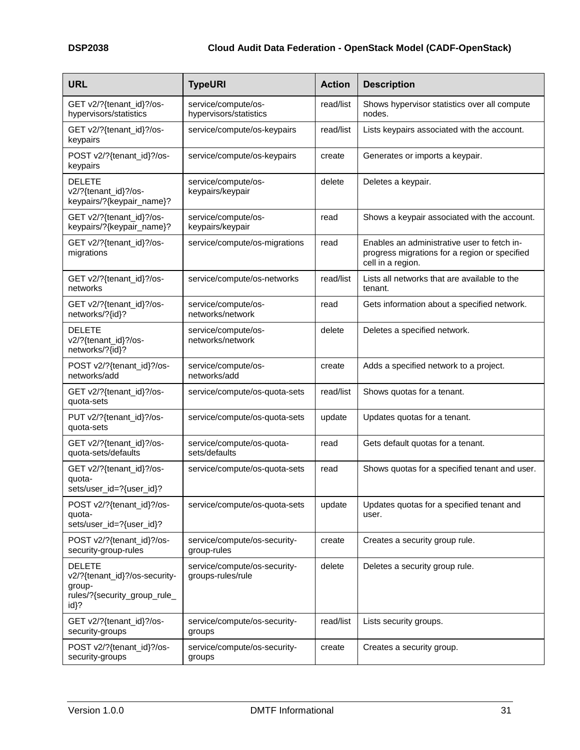| URL | TypeURI | Action | Description |
|---|---|---|---|
| GET v2/?{tenant_id}?/os-hypervisors/statistics | service/compute/os-hypervisors/statistics | read/list | Shows hypervisor statistics over all compute nodes. |
| GET v2/?{tenant_id}?/os-keypairs | service/compute/os-keypairs | read/list | Lists keypairs associated with the account. |
| POST v2/?{tenant_id}?/os-keypairs | service/compute/os-keypairs | create | Generates or imports a keypair. |
| DELETE v2/?{tenant_id}?/os-keypairs/?{keypair_name}? | service/compute/os-keypairs/keypair | delete | Deletes a keypair. |
| GET v2/?{tenant_id}?/os-keypairs/?{keypair_name}? | service/compute/os-keypairs/keypair | read | Shows a keypair associated with the account. |
| GET v2/?{tenant_id}?/os-migrations | service/compute/os-migrations | read | Enables an administrative user to fetch in-progress migrations for a region or specified cell in a region. |
| GET v2/?{tenant_id}?/os-networks | service/compute/os-networks | read/list | Lists all networks that are available to the tenant. |
| GET v2/?{tenant_id}?/os-networks/?{id}? | service/compute/os-networks/network | read | Gets information about a specified network. |
| DELETE v2/?{tenant_id}?/os-networks/?{id}? | service/compute/os-networks/network | delete | Deletes a specified network. |
| POST v2/?{tenant_id}?/os-networks/add | service/compute/os-networks/add | create | Adds a specified network to a project. |
| GET v2/?{tenant_id}?/os-quota-sets | service/compute/os-quota-sets | read/list | Shows quotas for a tenant. |
| PUT v2/?{tenant_id}?/os-quota-sets | service/compute/os-quota-sets | update | Updates quotas for a tenant. |
| GET v2/?{tenant_id}?/os-quota-sets/defaults | service/compute/os-quota-sets/defaults | read | Gets default quotas for a tenant. |
| GET v2/?{tenant_id}?/os-quota-sets/user_id=?{user_id}? | service/compute/os-quota-sets | read | Shows quotas for a specified tenant and user. |
| POST v2/?{tenant_id}?/os-quota-sets/user_id=?{user_id}? | service/compute/os-quota-sets | update | Updates quotas for a specified tenant and user. |
| POST v2/?{tenant_id}?/os-security-group-rules | service/compute/os-security-group-rules | create | Creates a security group rule. |
| DELETE v2/?{tenant_id}?/os-security-group-rules/?{security_group_rule_id}? | service/compute/os-security-groups-rules/rule | delete | Deletes a security group rule. |
| GET v2/?{tenant_id}?/os-security-groups | service/compute/os-security-groups | read/list | Lists security groups. |
| POST v2/?{tenant_id}?/os-security-groups | service/compute/os-security-groups | create | Creates a security group. |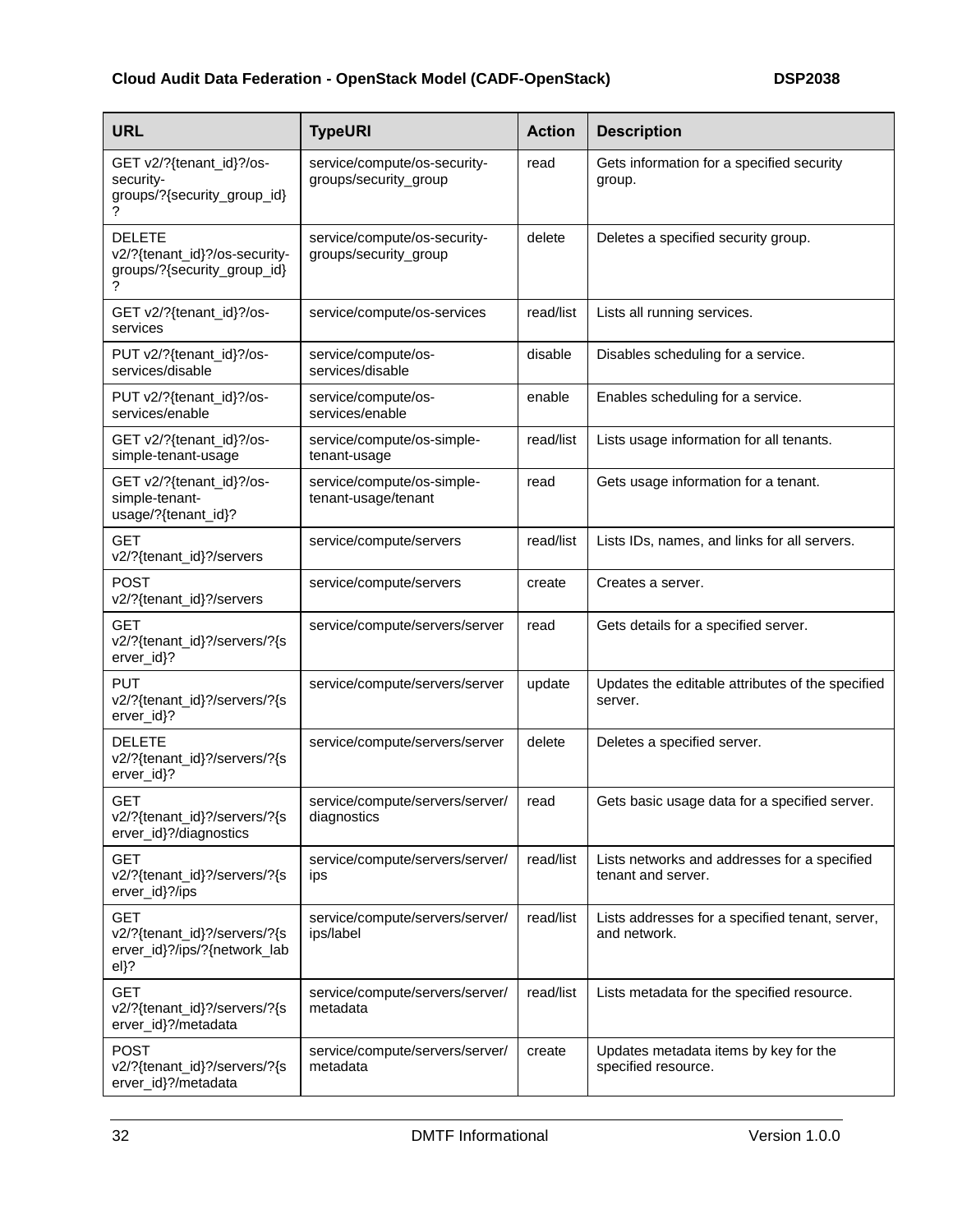| URL | TypeURI | Action | Description |
|---|---|---|---|
| GET v2/?{tenant_id}?/os-security-groups/?{security_group_id}? | service/compute/os-security-groups/security_group | read | Gets information for a specified security group. |
| DELETE v2/?{tenant_id}?/os-security-groups/?{security_group_id}? | service/compute/os-security-groups/security_group | delete | Deletes a specified security group. |
| GET v2/?{tenant_id}?/os-services | service/compute/os-services | read/list | Lists all running services. |
| PUT v2/?{tenant_id}?/os-services/disable | service/compute/os-services/disable | disable | Disables scheduling for a service. |
| PUT v2/?{tenant_id}?/os-services/enable | service/compute/os-services/enable | enable | Enables scheduling for a service. |
| GET v2/?{tenant_id}?/os-simple-tenant-usage | service/compute/os-simple-tenant-usage | read/list | Lists usage information for all tenants. |
| GET v2/?{tenant_id}?/os-simple-tenant-usage/?{tenant_id}? | service/compute/os-simple-tenant-usage/tenant | read | Gets usage information for a tenant. |
| GET v2/?{tenant_id}?/servers | service/compute/servers | read/list | Lists IDs, names, and links for all servers. |
| POST v2/?{tenant_id}?/servers | service/compute/servers | create | Creates a server. |
| GET v2/?{tenant_id}?/servers/?{server_id}? | service/compute/servers/server | read | Gets details for a specified server. |
| PUT v2/?{tenant_id}?/servers/?{server_id}? | service/compute/servers/server | update | Updates the editable attributes of the specified server. |
| DELETE v2/?{tenant_id}?/servers/?{server_id}? | service/compute/servers/server | delete | Deletes a specified server. |
| GET v2/?{tenant_id}?/servers/?{server_id}?/diagnostics | service/compute/servers/server/diagnostics | read | Gets basic usage data for a specified server. |
| GET v2/?{tenant_id}?/servers/?{server_id}?/ips | service/compute/servers/server/ips | read/list | Lists networks and addresses for a specified tenant and server. |
| GET v2/?{tenant_id}?/servers/?{server_id}?/ips/?{network_label}? | service/compute/servers/server/ips/label | read/list | Lists addresses for a specified tenant, server, and network. |
| GET v2/?{tenant_id}?/servers/?{server_id}?/metadata | service/compute/servers/server/metadata | read/list | Lists metadata for the specified resource. |
| POST v2/?{tenant_id}?/servers/?{server_id}?/metadata | service/compute/servers/server/metadata | create | Updates metadata items by key for the specified resource. |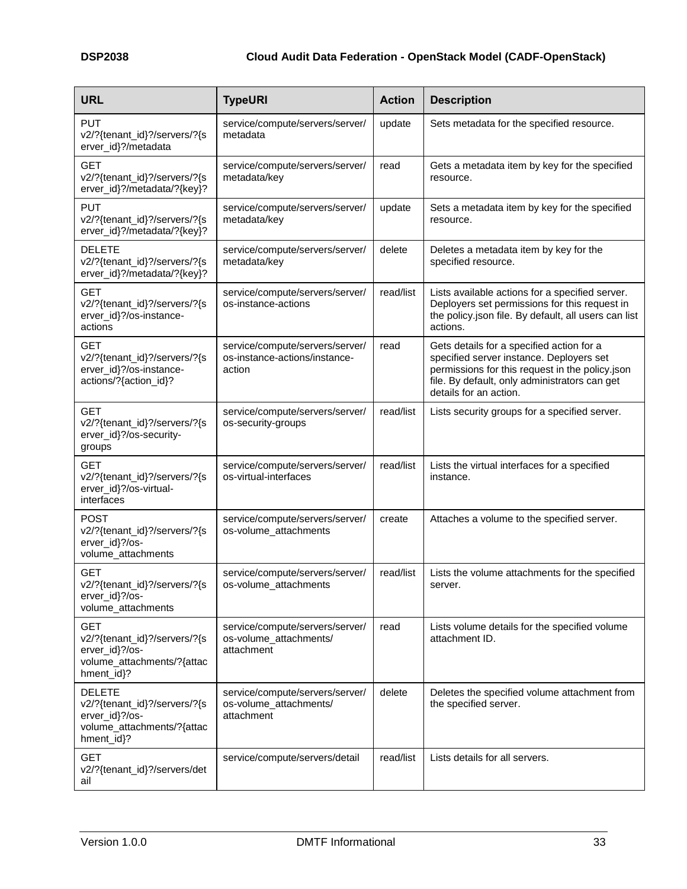| URL | TypeURI | Action | Description |
| --- | --- | --- | --- |
| PUT v2/?{tenant_id}?/servers/?{server_id}?/metadata | service/compute/servers/server/metadata | update | Sets metadata for the specified resource. |
| GET v2/?{tenant_id}?/servers/?{server_id}?/metadata/?{key}? | service/compute/servers/server/metadata/key | read | Gets a metadata item by key for the specified resource. |
| PUT v2/?{tenant_id}?/servers/?{server_id}?/metadata/?{key}? | service/compute/servers/server/metadata/key | update | Sets a metadata item by key for the specified resource. |
| DELETE v2/?{tenant_id}?/servers/?{server_id}?/metadata/?{key}? | service/compute/servers/server/metadata/key | delete | Deletes a metadata item by key for the specified resource. |
| GET v2/?{tenant_id}?/servers/?{server_id}?/os-instance-actions | service/compute/servers/server/os-instance-actions | read/list | Lists available actions for a specified server. Deployers set permissions for this request in the policy.json file. By default, all users can list actions. |
| GET v2/?{tenant_id}?/servers/?{server_id}?/os-instance-actions/?{action_id}? | service/compute/servers/server/os-instance-actions/instance-action | read | Gets details for a specified action for a specified server instance. Deployers set permissions for this request in the policy.json file. By default, only administrators can get details for an action. |
| GET v2/?{tenant_id}?/servers/?{server_id}?/os-security-groups | service/compute/servers/server/os-security-groups | read/list | Lists security groups for a specified server. |
| GET v2/?{tenant_id}?/servers/?{server_id}?/os-virtual-interfaces | service/compute/servers/server/os-virtual-interfaces | read/list | Lists the virtual interfaces for a specified instance. |
| POST v2/?{tenant_id}?/servers/?{server_id}?/os-volume_attachments | service/compute/servers/server/os-volume_attachments | create | Attaches a volume to the specified server. |
| GET v2/?{tenant_id}?/servers/?{server_id}?/os-volume_attachments | service/compute/servers/server/os-volume_attachments | read/list | Lists the volume attachments for the specified server. |
| GET v2/?{tenant_id}?/servers/?{server_id}?/os-volume_attachments/?{attachment_id}? | service/compute/servers/server/os-volume_attachments/attachment | read | Lists volume details for the specified volume attachment ID. |
| DELETE v2/?{tenant_id}?/servers/?{server_id}?/os-volume_attachments/?{attachment_id}? | service/compute/servers/server/os-volume_attachments/attachment | delete | Deletes the specified volume attachment from the specified server. |
| GET v2/?{tenant_id}?/servers/detail | service/compute/servers/detail | read/list | Lists details for all servers. |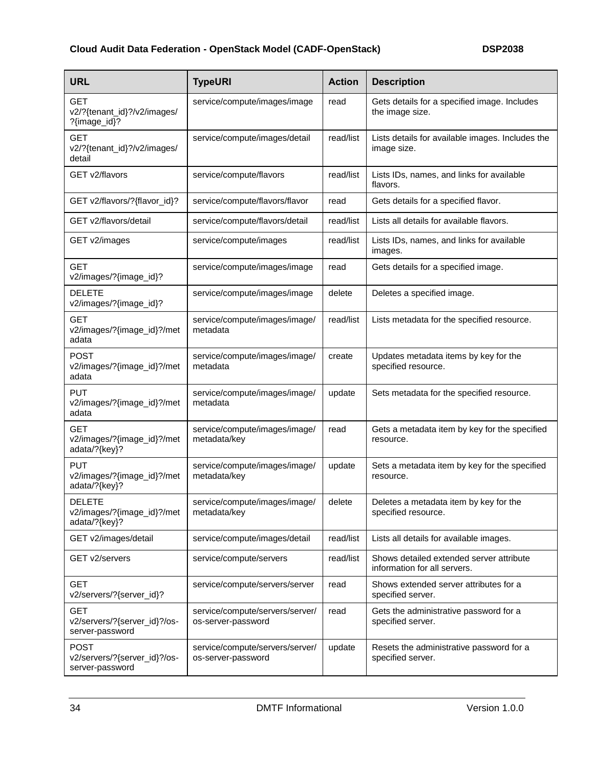| URL | TypeURI | Action | Description |
|---|---|---|---|
| GET v2/?{tenant_id}?/v2/images/?{image_id}? | service/compute/images/image | read | Gets details for a specified image. Includes the image size. |
| GET v2/?{tenant_id}?/v2/images/detail | service/compute/images/detail | read/list | Lists details for available images. Includes the image size. |
| GET v2/flavors | service/compute/flavors | read/list | Lists IDs, names, and links for available flavors. |
| GET v2/flavors/?{flavor_id}? | service/compute/flavors/flavor | read | Gets details for a specified flavor. |
| GET v2/flavors/detail | service/compute/flavors/detail | read/list | Lists all details for available flavors. |
| GET v2/images | service/compute/images | read/list | Lists IDs, names, and links for available images. |
| GET v2/images/?{image_id}? | service/compute/images/image | read | Gets details for a specified image. |
| DELETE v2/images/?{image_id}? | service/compute/images/image | delete | Deletes a specified image. |
| GET v2/images/?{image_id}?/metadata | service/compute/images/image/metadata | read/list | Lists metadata for the specified resource. |
| POST v2/images/?{image_id}?/metadata | service/compute/images/image/metadata | create | Updates metadata items by key for the specified resource. |
| PUT v2/images/?{image_id}?/metadata | service/compute/images/image/metadata | update | Sets metadata for the specified resource. |
| GET v2/images/?{image_id}?/metadata/?{key}? | service/compute/images/image/metadata/key | read | Gets a metadata item by key for the specified resource. |
| PUT v2/images/?{image_id}?/metadata/?{key}? | service/compute/images/image/metadata/key | update | Sets a metadata item by key for the specified resource. |
| DELETE v2/images/?{image_id}?/metadata/?{key}? | service/compute/images/image/metadata/key | delete | Deletes a metadata item by key for the specified resource. |
| GET v2/images/detail | service/compute/images/detail | read/list | Lists all details for available images. |
| GET v2/servers | service/compute/servers | read/list | Shows detailed extended server attribute information for all servers. |
| GET v2/servers/?{server_id}? | service/compute/servers/server | read | Shows extended server attributes for a specified server. |
| GET v2/servers/?{server_id}?/os-server-password | service/compute/servers/server/os-server-password | read | Gets the administrative password for a specified server. |
| POST v2/servers/?{server_id}?/os-server-password | service/compute/servers/server/os-server-password | update | Resets the administrative password for a specified server. |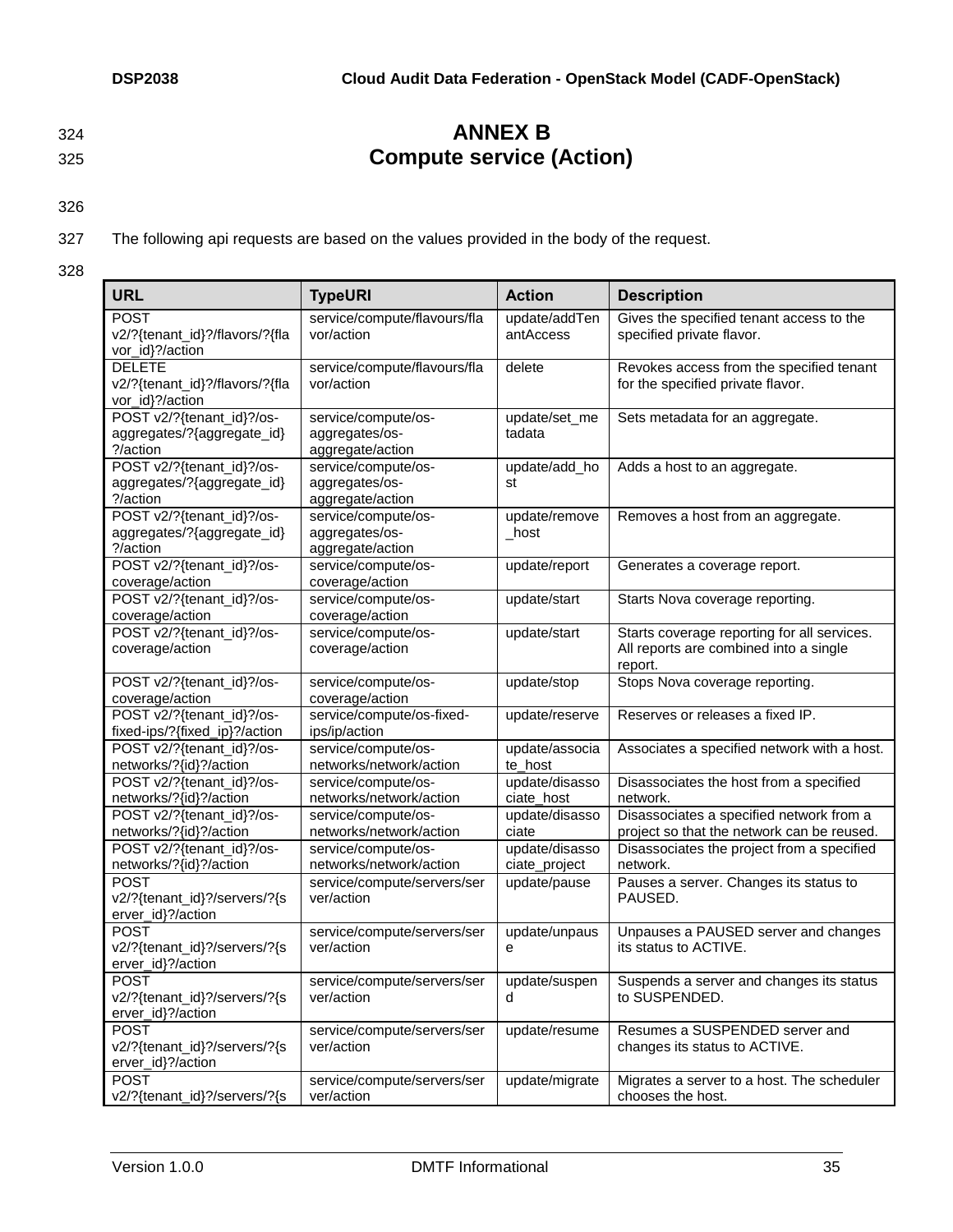# ANNEX B
# Compute service (Action)

The following api requests are based on the values provided in the body of the request.

| URL | TypeURI | Action | Description |
|---|---|---|---|
| POST v2/?{tenant_id}?/flavors/?{flavor_id}?/action | service/compute/flavours/flavor/action | update/addTenantAccess | Gives the specified tenant access to the specified private flavor. |
| DELETE v2/?{tenant_id}?/flavors/?{flavor_id}?/action | service/compute/flavours/flavor/action | delete | Revokes access from the specified tenant for the specified private flavor. |
| POST v2/?{tenant_id}?/os-aggregates/?{aggregate_id}?/action | service/compute/os-aggregates/os-aggregate/action | update/set_metadata | Sets metadata for an aggregate. |
| POST v2/?{tenant_id}?/os-aggregates/?{aggregate_id}?/action | service/compute/os-aggregates/os-aggregate/action | update/add_host | Adds a host to an aggregate. |
| POST v2/?{tenant_id}?/os-aggregates/?{aggregate_id}?/action | service/compute/os-aggregates/os-aggregate/action | update/remove_host | Removes a host from an aggregate. |
| POST v2/?{tenant_id}?/os-coverage/action | service/compute/os-coverage/action | update/report | Generates a coverage report. |
| POST v2/?{tenant_id}?/os-coverage/action | service/compute/os-coverage/action | update/start | Starts Nova coverage reporting. |
| POST v2/?{tenant_id}?/os-coverage/action | service/compute/os-coverage/action | update/start | Starts coverage reporting for all services. All reports are combined into a single report. |
| POST v2/?{tenant_id}?/os-coverage/action | service/compute/os-coverage/action | update/stop | Stops Nova coverage reporting. |
| POST v2/?{tenant_id}?/os-fixed-ips/?{fixed_ip}?/action | service/compute/os-fixed-ips/ip/action | update/reserve | Reserves or releases a fixed IP. |
| POST v2/?{tenant_id}?/os-networks/?{id}?/action | service/compute/os-networks/network/action | update/associate_host | Associates a specified network with a host. |
| POST v2/?{tenant_id}?/os-networks/?{id}?/action | service/compute/os-networks/network/action | update/disassociate_host | Disassociates the host from a specified network. |
| POST v2/?{tenant_id}?/os-networks/?{id}?/action | service/compute/os-networks/network/action | update/disassociate | Disassociates a specified network from a project so that the network can be reused. |
| POST v2/?{tenant_id}?/os-networks/?{id}?/action | service/compute/os-networks/network/action | update/disassociate_project | Disassociates the project from a specified network. |
| POST v2/?{tenant_id}?/servers/?{server_id}?/action | service/compute/servers/server/action | update/pause | Pauses a server. Changes its status to PAUSED. |
| POST v2/?{tenant_id}?/servers/?{server_id}?/action | service/compute/servers/server/action | update/unpause | Unpauses a PAUSED server and changes its status to ACTIVE. |
| POST v2/?{tenant_id}?/servers/?{server_id}?/action | service/compute/servers/server/action | update/suspend | Suspends a server and changes its status to SUSPENDED. |
| POST v2/?{tenant_id}?/servers/?{server_id}?/action | service/compute/servers/server/action | update/resume | Resumes a SUSPENDED server and changes its status to ACTIVE. |
| POST v2/?{tenant_id}?/servers/?{s | service/compute/servers/server/action | update/migrate | Migrates a server to a host. The scheduler chooses the host. |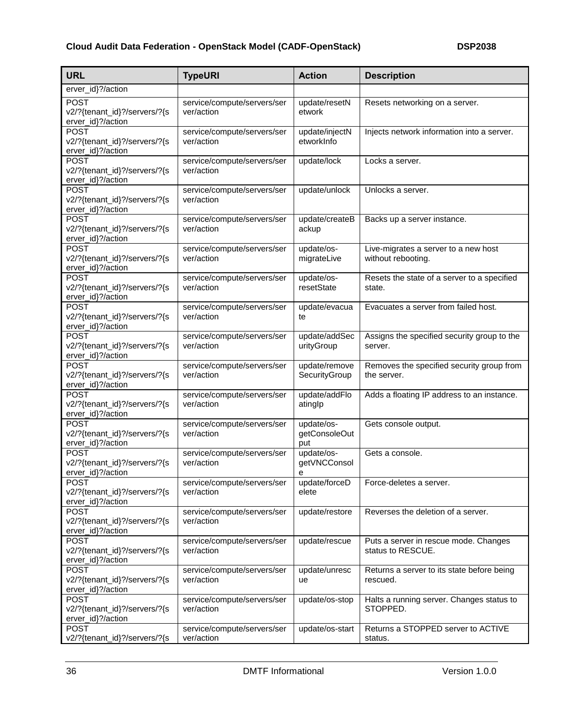| URL | TypeURI | Action | Description |
|---|---|---|---|
| erver_id}?/action | | | |
| POST v2/?{tenant_id}?/servers/?{server_id}?/action | service/compute/servers/server/action | update/resetNetwork | Resets networking on a server. |
| POST v2/?{tenant_id}?/servers/?{server_id}?/action | service/compute/servers/server/action | update/injectNetworkInfo | Injects network information into a server. |
| POST v2/?{tenant_id}?/servers/?{server_id}?/action | service/compute/servers/server/action | update/lock | Locks a server. |
| POST v2/?{tenant_id}?/servers/?{server_id}?/action | service/compute/servers/server/action | update/unlock | Unlocks a server. |
| POST v2/?{tenant_id}?/servers/?{server_id}?/action | service/compute/servers/server/action | update/createBackup | Backs up a server instance. |
| POST v2/?{tenant_id}?/servers/?{server_id}?/action | service/compute/servers/server/action | update/os-migrateLive | Live-migrates a server to a new host without rebooting. |
| POST v2/?{tenant_id}?/servers/?{server_id}?/action | service/compute/servers/server/action | update/os-resetState | Resets the state of a server to a specified state. |
| POST v2/?{tenant_id}?/servers/?{server_id}?/action | service/compute/servers/server/action | update/evacuate | Evacuates a server from failed host. |
| POST v2/?{tenant_id}?/servers/?{server_id}?/action | service/compute/servers/server/action | update/addSecurityGroup | Assigns the specified security group to the server. |
| POST v2/?{tenant_id}?/servers/?{server_id}?/action | service/compute/servers/server/action | update/removeSecurityGroup | Removes the specified security group from the server. |
| POST v2/?{tenant_id}?/servers/?{server_id}?/action | service/compute/servers/server/action | update/addFloatingIp | Adds a floating IP address to an instance. |
| POST v2/?{tenant_id}?/servers/?{server_id}?/action | service/compute/servers/server/action | update/os-getConsoleOutput | Gets console output. |
| POST v2/?{tenant_id}?/servers/?{server_id}?/action | service/compute/servers/server/action | update/os-getVNCConsole | Gets a console. |
| POST v2/?{tenant_id}?/servers/?{server_id}?/action | service/compute/servers/server/action | update/forceDelete | Force-deletes a server. |
| POST v2/?{tenant_id}?/servers/?{server_id}?/action | service/compute/servers/server/action | update/restore | Reverses the deletion of a server. |
| POST v2/?{tenant_id}?/servers/?{server_id}?/action | service/compute/servers/server/action | update/rescue | Puts a server in rescue mode. Changes status to RESCUE. |
| POST v2/?{tenant_id}?/servers/?{server_id}?/action | service/compute/servers/server/action | update/unrescue | Returns a server to its state before being rescued. |
| POST v2/?{tenant_id}?/servers/?{server_id}?/action | service/compute/servers/server/action | update/os-stop | Halts a running server. Changes status to STOPPED. |
| POST v2/?{tenant_id}?/servers/?{s | service/compute/servers/server/action | update/os-start | Returns a STOPPED server to ACTIVE status. |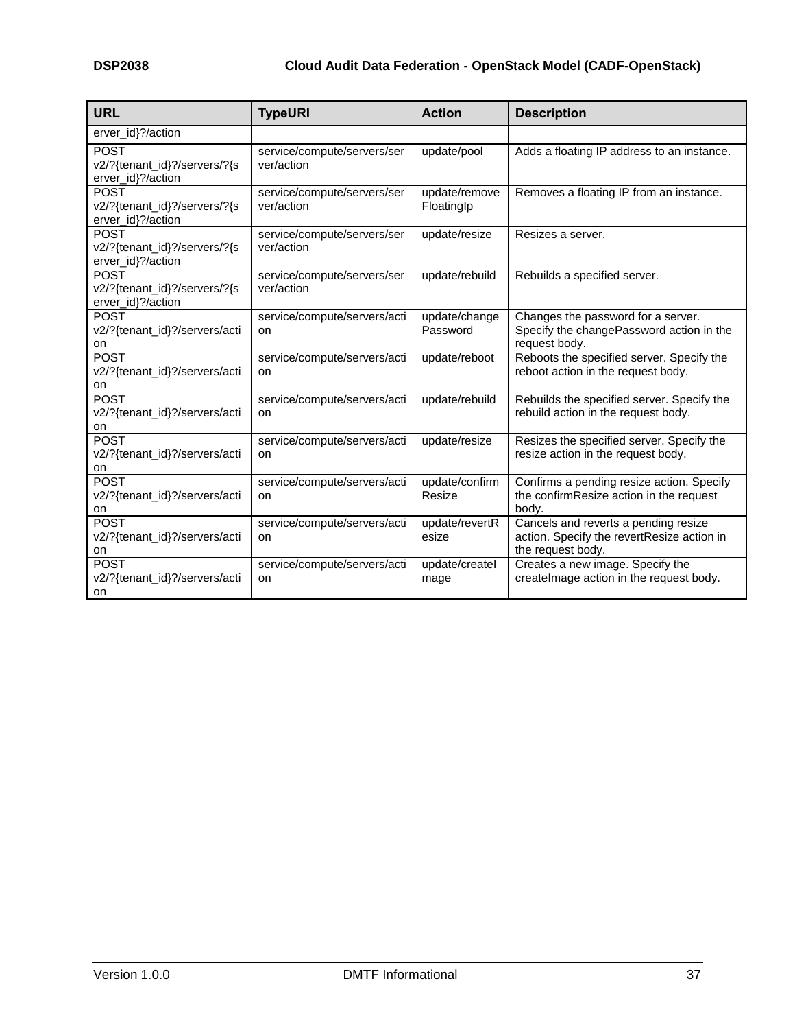| URL | TypeURI | Action | Description |
|---|---|---|---|
| erver_id}?/action | | | |
| POST v2/?{tenant_id}?/servers/?{server_id}?/action | service/compute/servers/server/action | update/pool | Adds a floating IP address to an instance. |
| POST v2/?{tenant_id}?/servers/?{server_id}?/action | service/compute/servers/server/action | update/removeFloatingIp | Removes a floating IP from an instance. |
| POST v2/?{tenant_id}?/servers/?{server_id}?/action | service/compute/servers/server/action | update/resize | Resizes a server. |
| POST v2/?{tenant_id}?/servers/?{server_id}?/action | service/compute/servers/server/action | update/rebuild | Rebuilds a specified server. |
| POST v2/?{tenant_id}?/servers/action | service/compute/servers/action | update/changePassword | Changes the password for a server. Specify the changePassword action in the request body. |
| POST v2/?{tenant_id}?/servers/action | service/compute/servers/action | update/reboot | Reboots the specified server. Specify the reboot action in the request body. |
| POST v2/?{tenant_id}?/servers/action | service/compute/servers/action | update/rebuild | Rebuilds the specified server. Specify the rebuild action in the request body. |
| POST v2/?{tenant_id}?/servers/action | service/compute/servers/action | update/resize | Resizes the specified server. Specify the resize action in the request body. |
| POST v2/?{tenant_id}?/servers/action | service/compute/servers/action | update/confirmResize | Confirms a pending resize action. Specify the confirmResize action in the request body. |
| POST v2/?{tenant_id}?/servers/action | service/compute/servers/action | update/revertResize | Cancels and reverts a pending resize action. Specify the revertResize action in the request body. |
| POST v2/?{tenant_id}?/servers/action | service/compute/servers/action | update/createImage | Creates a new image. Specify the createImage action in the request body. |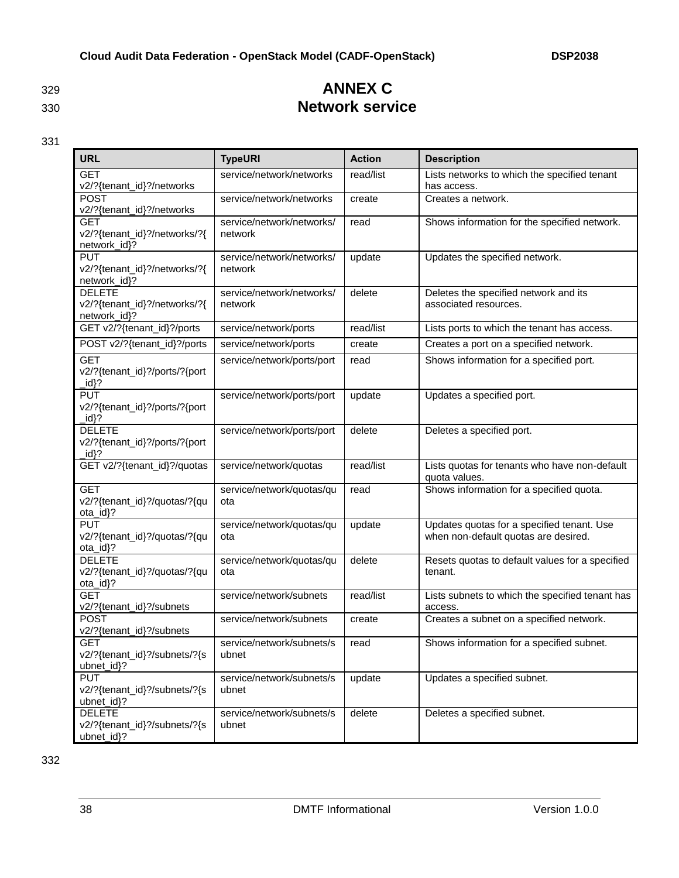# ANNEX C
# Network service

| URL | TypeURI | Action | Description |
|---|---|---|---|
| GET v2/?{tenant_id}?/networks | service/network/networks | read/list | Lists networks to which the specified tenant has access. |
| POST v2/?{tenant_id}?/networks | service/network/networks | create | Creates a network. |
| GET v2/?{tenant_id}?/networks/?{network_id}? | service/network/networks/network | read | Shows information for the specified network. |
| PUT v2/?{tenant_id}?/networks/?{network_id}? | service/network/networks/network | update | Updates the specified network. |
| DELETE v2/?{tenant_id}?/networks/?{network_id}? | service/network/networks/network | delete | Deletes the specified network and its associated resources. |
| GET v2/?{tenant_id}?/ports | service/network/ports | read/list | Lists ports to which the tenant has access. |
| POST v2/?{tenant_id}?/ports | service/network/ports | create | Creates a port on a specified network. |
| GET v2/?{tenant_id}?/ports/?{port_id}? | service/network/ports/port | read | Shows information for a specified port. |
| PUT v2/?{tenant_id}?/ports/?{port_id}? | service/network/ports/port | update | Updates a specified port. |
| DELETE v2/?{tenant_id}?/ports/?{port_id}? | service/network/ports/port | delete | Deletes a specified port. |
| GET v2/?{tenant_id}?/quotas | service/network/quotas | read/list | Lists quotas for tenants who have non-default quota values. |
| GET v2/?{tenant_id}?/quotas/?{quota_id}? | service/network/quotas/quota | read | Shows information for a specified quota. |
| PUT v2/?{tenant_id}?/quotas/?{quota_id}? | service/network/quotas/quota | update | Updates quotas for a specified tenant. Use when non-default quotas are desired. |
| DELETE v2/?{tenant_id}?/quotas/?{quota_id}? | service/network/quotas/quota | delete | Resets quotas to default values for a specified tenant. |
| GET v2/?{tenant_id}?/subnets | service/network/subnets | read/list | Lists subnets to which the specified tenant has access. |
| POST v2/?{tenant_id}?/subnets | service/network/subnets | create | Creates a subnet on a specified network. |
| GET v2/?{tenant_id}?/subnets/?{subnet_id}? | service/network/subnets/subnet | read | Shows information for a specified subnet. |
| PUT v2/?{tenant_id}?/subnets/?{subnet_id}? | service/network/subnets/subnet | update | Updates a specified subnet. |
| DELETE v2/?{tenant_id}?/subnets/?{subnet_id}? | service/network/subnets/subnet | delete | Deletes a specified subnet. |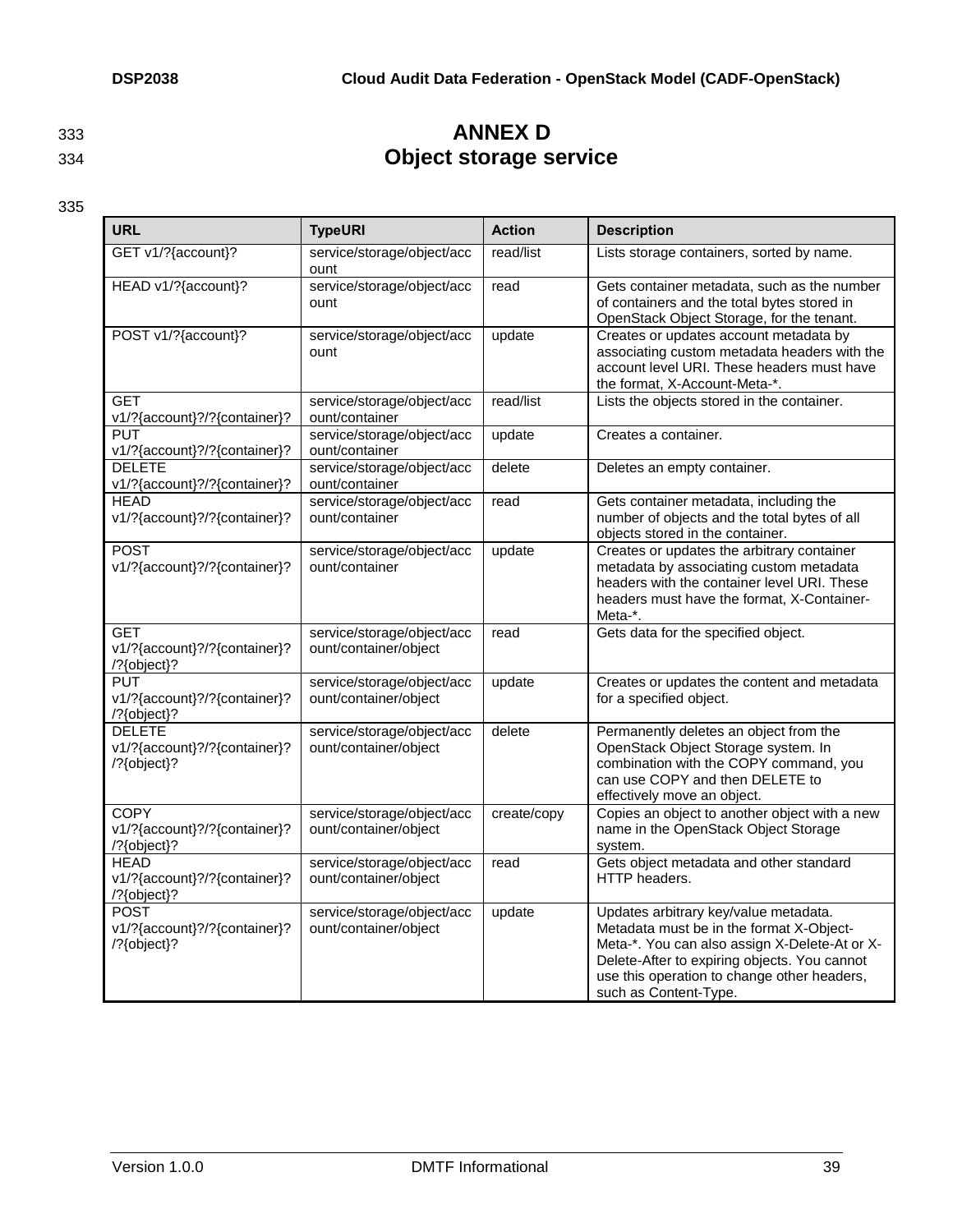# ANNEX D
# Object storage service

| URL | TypeURI | Action | Description |
|---|---|---|---|
| GET v1/?{account}? | service/storage/object/account | read/list | Lists storage containers, sorted by name. |
| HEAD v1/?{account}? | service/storage/object/account | read | Gets container metadata, such as the number of containers and the total bytes stored in OpenStack Object Storage, for the tenant. |
| POST v1/?{account}? | service/storage/object/account | update | Creates or updates account metadata by associating custom metadata headers with the account level URI. These headers must have the format, X-Account-Meta-*. |
| GET v1/?{account}?/?{container}? | service/storage/object/account/container | read/list | Lists the objects stored in the container. |
| PUT v1/?{account}?/?{container}? | service/storage/object/account/container | update | Creates a container. |
| DELETE v1/?{account}?/?{container}? | service/storage/object/account/container | delete | Deletes an empty container. |
| HEAD v1/?{account}?/?{container}? | service/storage/object/account/container | read | Gets container metadata, including the number of objects and the total bytes of all objects stored in the container. |
| POST v1/?{account}?/?{container}? | service/storage/object/account/container | update | Creates or updates the arbitrary container metadata by associating custom metadata headers with the container level URI. These headers must have the format, X-Container-Meta-*. |
| GET v1/?{account}?/?{container}?/?{object}? | service/storage/object/account/container/object | read | Gets data for the specified object. |
| PUT v1/?{account}?/?{container}?/?{object}? | service/storage/object/account/container/object | update | Creates or updates the content and metadata for a specified object. |
| DELETE v1/?{account}?/?{container}?/?{object}? | service/storage/object/account/container/object | delete | Permanently deletes an object from the OpenStack Object Storage system. In combination with the COPY command, you can use COPY and then DELETE to effectively move an object. |
| COPY v1/?{account}?/?{container}?/?{object}? | service/storage/object/account/container/object | create/copy | Copies an object to another object with a new name in the OpenStack Object Storage system. |
| HEAD v1/?{account}?/?{container}?/?{object}? | service/storage/object/account/container/object | read | Gets object metadata and other standard HTTP headers. |
| POST v1/?{account}?/?{container}?/?{object}? | service/storage/object/account/container/object | update | Updates arbitrary key/value metadata. Metadata must be in the format X-Object-Meta-*. You can also assign X-Delete-At or X-Delete-After to expiring objects. You cannot use this operation to change other headers, such as Content-Type. |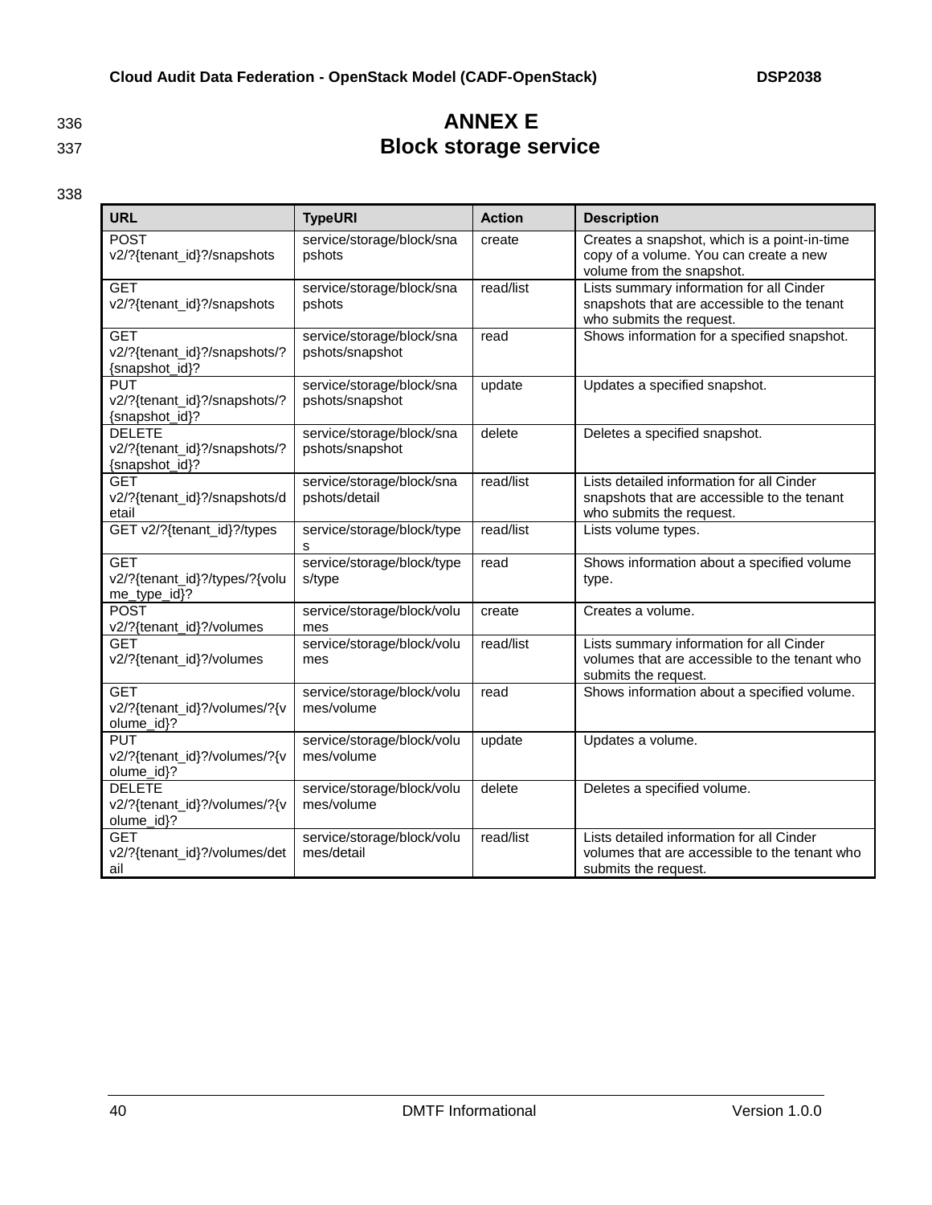# ANNEX E
# Block storage service

| URL | TypeURI | Action | Description |
|---|---|---|---|
| POST v2/?{tenant_id}?/snapshots | service/storage/block/snapshots | create | Creates a snapshot, which is a point-in-time copy of a volume. You can create a new volume from the snapshot. |
| GET v2/?{tenant_id}?/snapshots | service/storage/block/snapshots | read/list | Lists summary information for all Cinder snapshots that are accessible to the tenant who submits the request. |
| GET v2/?{tenant_id}?/snapshots/?{snapshot_id}? | service/storage/block/snapshots/snapshot | read | Shows information for a specified snapshot. |
| PUT v2/?{tenant_id}?/snapshots/?{snapshot_id}? | service/storage/block/snapshots/snapshot | update | Updates a specified snapshot. |
| DELETE v2/?{tenant_id}?/snapshots/?{snapshot_id}? | service/storage/block/snapshots/snapshot | delete | Deletes a specified snapshot. |
| GET v2/?{tenant_id}?/snapshots/detail | service/storage/block/snapshots/detail | read/list | Lists detailed information for all Cinder snapshots that are accessible to the tenant who submits the request. |
| GET v2/?{tenant_id}?/types | service/storage/block/types | read/list | Lists volume types. |
| GET v2/?{tenant_id}?/types/?{volume_type_id}? | service/storage/block/types/type | read | Shows information about a specified volume type. |
| POST v2/?{tenant_id}?/volumes | service/storage/block/volumes | create | Creates a volume. |
| GET v2/?{tenant_id}?/volumes | service/storage/block/volumes | read/list | Lists summary information for all Cinder volumes that are accessible to the tenant who submits the request. |
| GET v2/?{tenant_id}?/volumes/?{volume_id}? | service/storage/block/volumes/volume | read | Shows information about a specified volume. |
| PUT v2/?{tenant_id}?/volumes/?{volume_id}? | service/storage/block/volumes/volume | update | Updates a volume. |
| DELETE v2/?{tenant_id}?/volumes/?{volume_id}? | service/storage/block/volumes/volume | delete | Deletes a specified volume. |
| GET v2/?{tenant_id}?/volumes/detail | service/storage/block/volumes/detail | read/list | Lists detailed information for all Cinder volumes that are accessible to the tenant who submits the request. |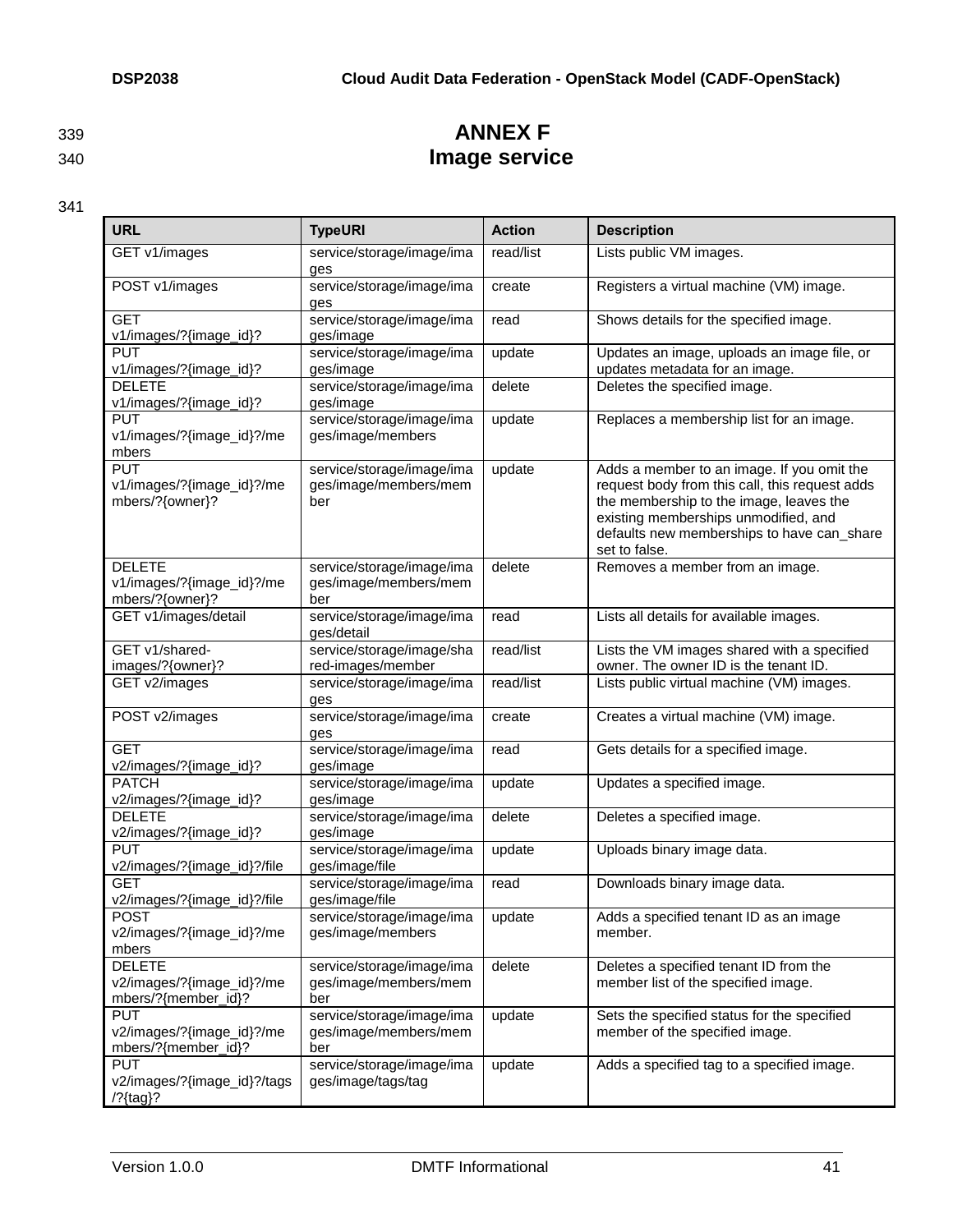# ANNEX F
# Image service

| URL | TypeURI | Action | Description |
|---|---|---|---|
| GET v1/images | service/storage/image/images | read/list | Lists public VM images. |
| POST v1/images | service/storage/image/images | create | Registers a virtual machine (VM) image. |
| GET v1/images/?{image_id}? | service/storage/image/images/image | read | Shows details for the specified image. |
| PUT v1/images/?{image_id}? | service/storage/image/images/image | update | Updates an image, uploads an image file, or updates metadata for an image. |
| DELETE v1/images/?{image_id}? | service/storage/image/images/image | delete | Deletes the specified image. |
| PUT v1/images/?{image_id}?/members | service/storage/image/images/image/members | update | Replaces a membership list for an image. |
| PUT v1/images/?{image_id}?/members/?{owner}? | service/storage/image/images/image/members/member | update | Adds a member to an image. If you omit the request body from this call, this request adds the membership to the image, leaves the existing memberships unmodified, and defaults new memberships to have can_share set to false. |
| DELETE v1/images/?{image_id}?/members/?{owner}? | service/storage/image/images/image/members/member | delete | Removes a member from an image. |
| GET v1/images/detail | service/storage/image/images/detail | read | Lists all details for available images. |
| GET v1/shared-images/?{owner}? | service/storage/image/shared-images/member | read/list | Lists the VM images shared with a specified owner. The owner ID is the tenant ID. |
| GET v2/images | service/storage/image/images | read/list | Lists public virtual machine (VM) images. |
| POST v2/images | service/storage/image/images | create | Creates a virtual machine (VM) image. |
| GET v2/images/?{image_id}? | service/storage/image/images/image | read | Gets details for a specified image. |
| PATCH v2/images/?{image_id}? | service/storage/image/images/image | update | Updates a specified image. |
| DELETE v2/images/?{image_id}? | service/storage/image/images/image | delete | Deletes a specified image. |
| PUT v2/images/?{image_id}?/file | service/storage/image/images/image/file | update | Uploads binary image data. |
| GET v2/images/?{image_id}?/file | service/storage/image/images/image/file | read | Downloads binary image data. |
| POST v2/images/?{image_id}?/members | service/storage/image/images/image/members | update | Adds a specified tenant ID as an image member. |
| DELETE v2/images/?{image_id}?/members/?{member_id}? | service/storage/image/images/image/members/member | delete | Deletes a specified tenant ID from the member list of the specified image. |
| PUT v2/images/?{image_id}?/members/?{member_id}? | service/storage/image/images/image/members/member | update | Sets the specified status for the specified member of the specified image. |
| PUT v2/images/?{image_id}?/tags/?{tag}? | service/storage/image/images/image/tags/tag | update | Adds a specified tag to a specified image. |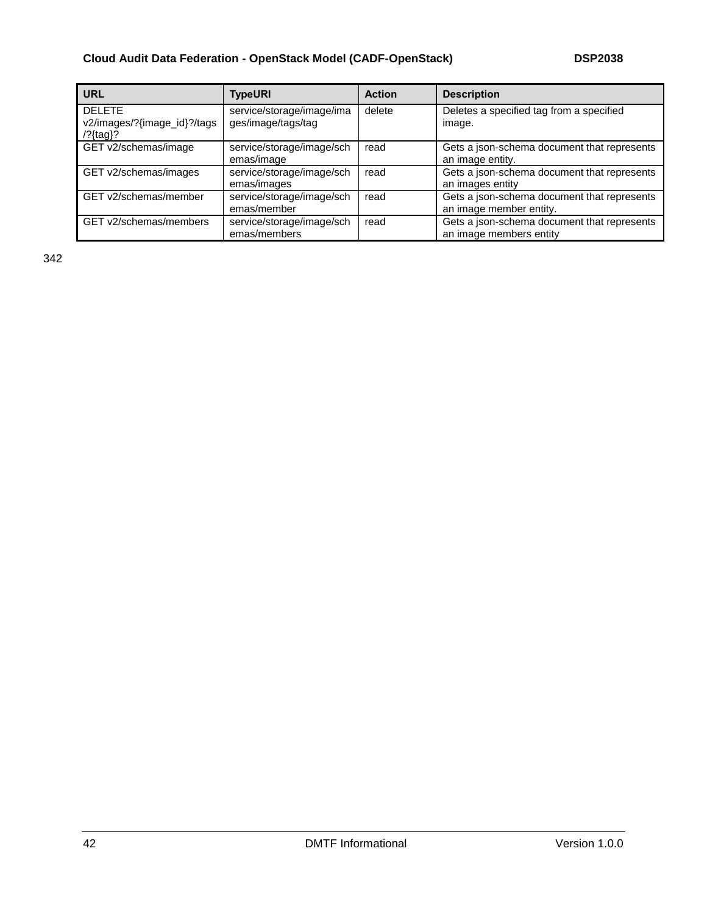| URL | TypeURI | Action | Description |
|---|---|---|---|
| DELETE v2/images/?{image_id}?/tags/?{tag}? | service/storage/image/images/image/tags/tag | delete | Deletes a specified tag from a specified image. |
| GET v2/schemas/image | service/storage/image/schemas/image | read | Gets a json-schema document that represents an image entity. |
| GET v2/schemas/images | service/storage/image/schemas/images | read | Gets a json-schema document that represents an images entity |
| GET v2/schemas/member | service/storage/image/schemas/member | read | Gets a json-schema document that represents an image member entity. |
| GET v2/schemas/members | service/storage/image/schemas/members | read | Gets a json-schema document that represents an image members entity |

342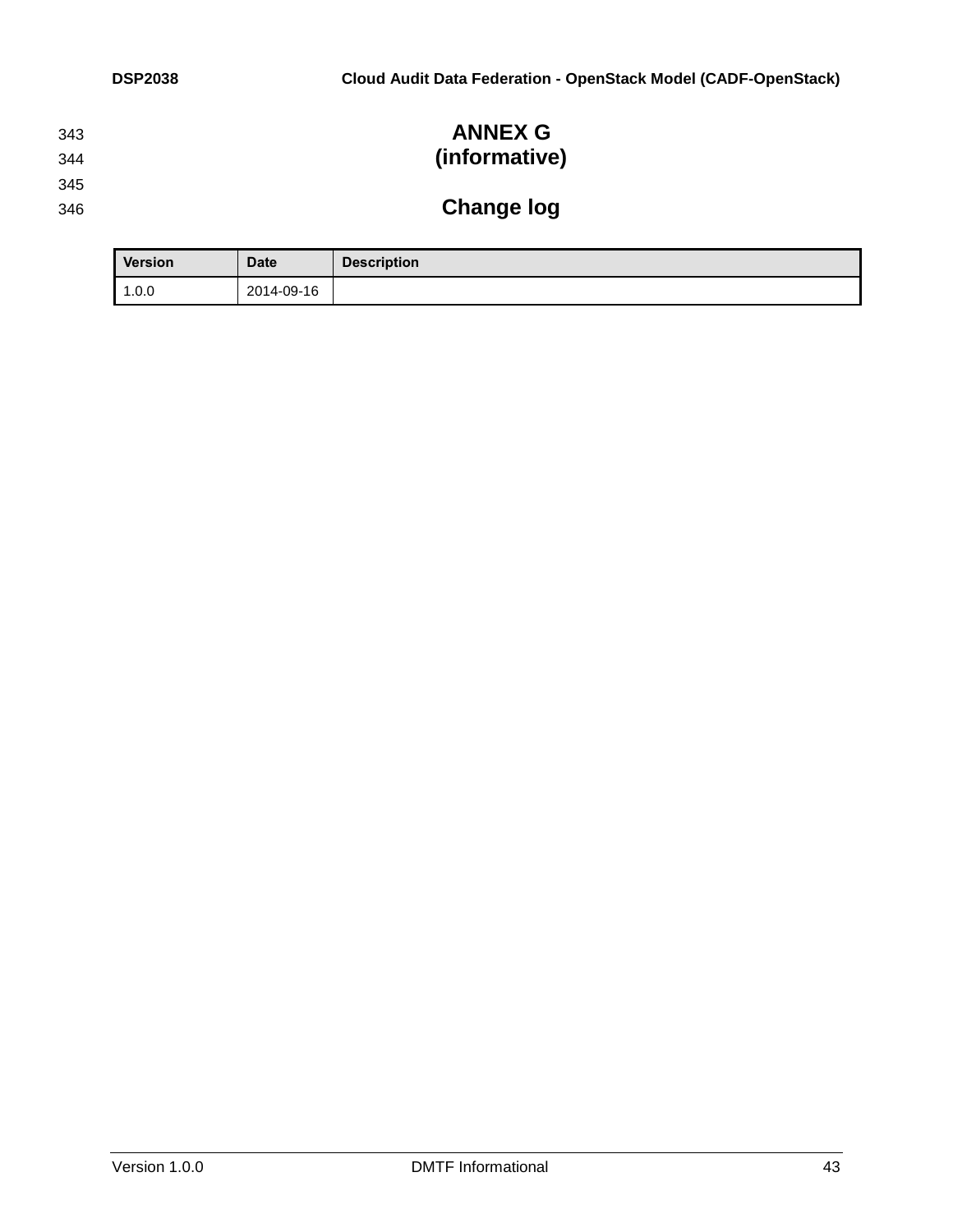# ANNEX G
# (informative)

# Change log

| Version | Date | Description |
|---|---|---|
| 1.0.0 | 2014-09-16 | |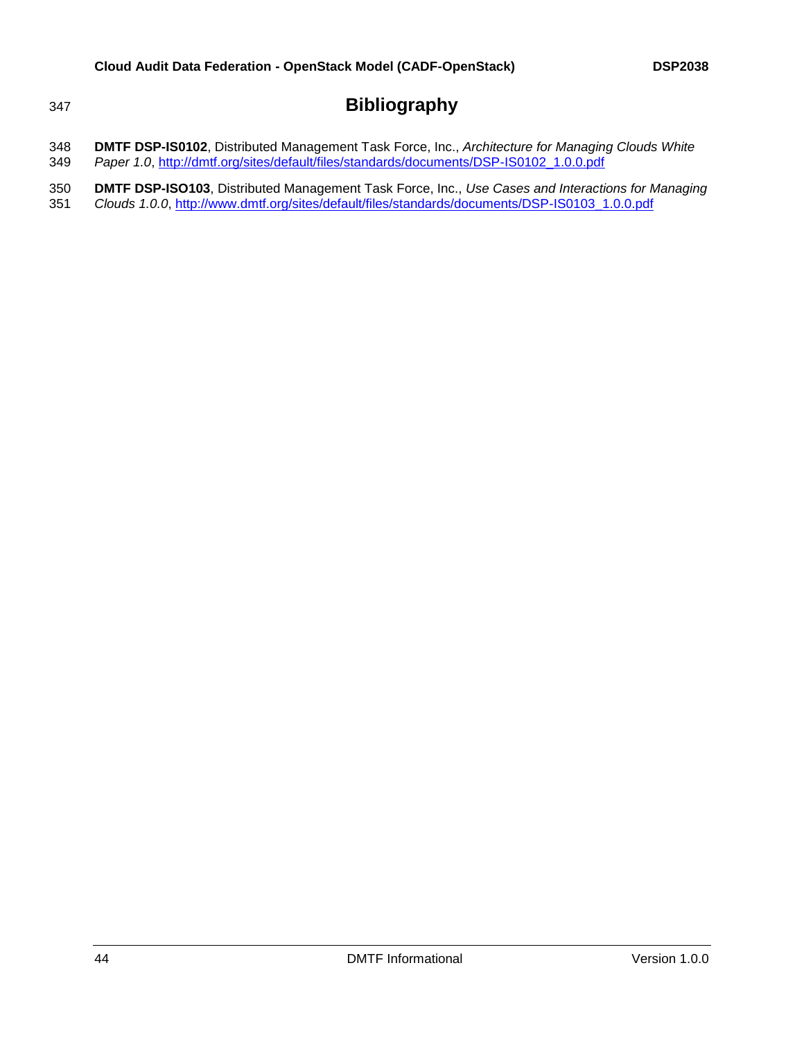# Bibliography

**DMTF DSP-IS0102**, Distributed Management Task Force, Inc., *Architecture for Managing Clouds White Paper 1.0*, http://dmtf.org/sites/default/files/standards/documents/DSP-IS0102_1.0.0.pdf

**DMTF DSP-ISO103**, Distributed Management Task Force, Inc., *Use Cases and Interactions for Managing Clouds 1.0.0*, http://www.dmtf.org/sites/default/files/standards/documents/DSP-IS0103_1.0.0.pdf